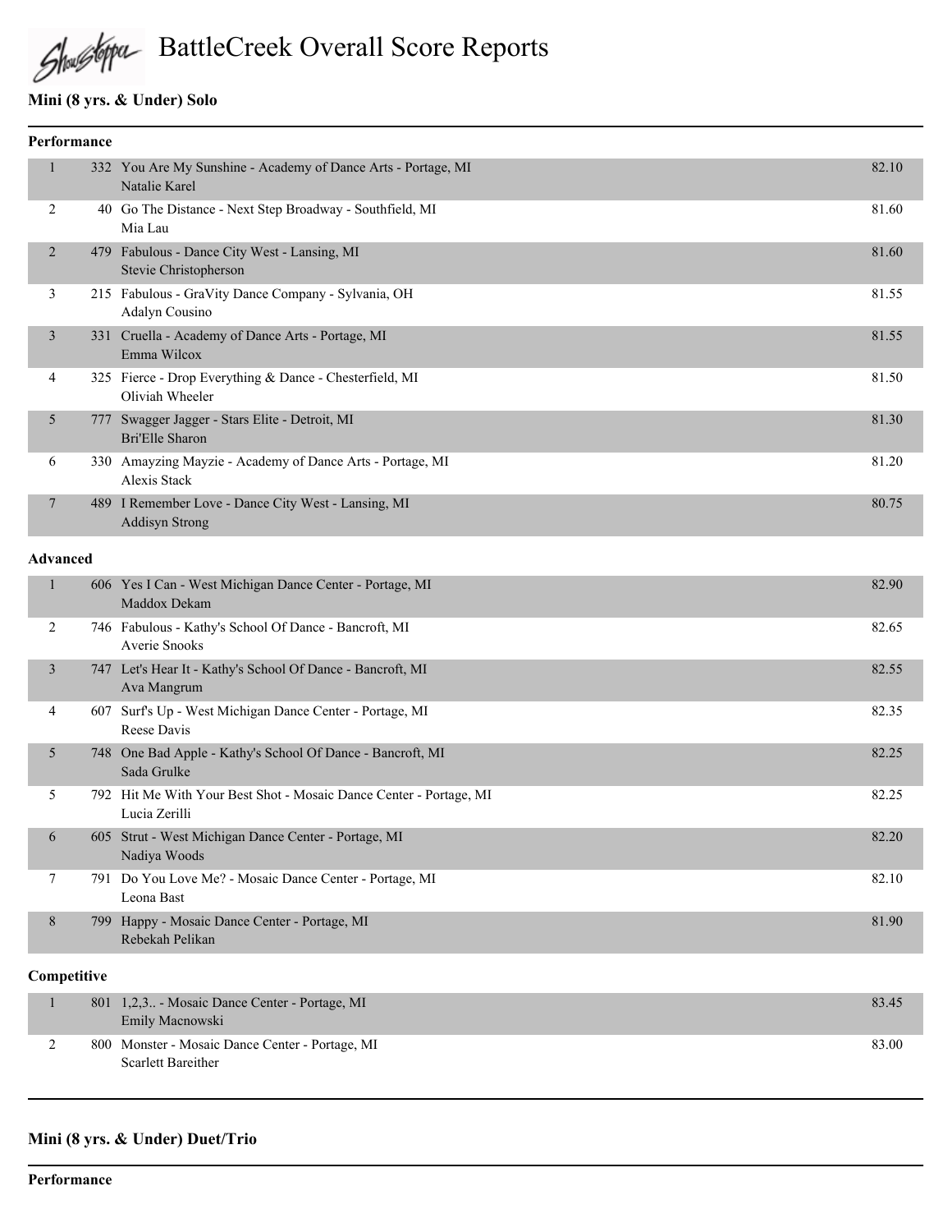# BattleCreek Overall Score Reports

## Mini (8 yrs. & Under) Solo

### Performance

| Place | No. | Entry | Score |
|---|---|---|---|
| 1 | 332 | You Are My Sunshine - Academy of Dance Arts - Portage, MI<br>Natalie Karel | 82.10 |
| 2 | 40 | Go The Distance - Next Step Broadway - Southfield, MI<br>Mia Lau | 81.60 |
| 2 | 479 | Fabulous - Dance City West - Lansing, MI<br>Stevie Christopherson | 81.60 |
| 3 | 215 | Fabulous - GraVity Dance Company - Sylvania, OH<br>Adalyn Cousino | 81.55 |
| 3 | 331 | Cruella - Academy of Dance Arts - Portage, MI<br>Emma Wilcox | 81.55 |
| 4 | 325 | Fierce - Drop Everything & Dance - Chesterfield, MI<br>Oliviah Wheeler | 81.50 |
| 5 | 777 | Swagger Jagger - Stars Elite - Detroit, MI<br>Bri'Elle Sharon | 81.30 |
| 6 | 330 | Amayzing Mayzie - Academy of Dance Arts - Portage, MI<br>Alexis Stack | 81.20 |
| 7 | 489 | I Remember Love - Dance City West - Lansing, MI<br>Addisyn Strong | 80.75 |

### Advanced

| Place | No. | Entry | Score |
|---|---|---|---|
| 1 | 606 | Yes I Can - West Michigan Dance Center - Portage, MI<br>Maddox Dekam | 82.90 |
| 2 | 746 | Fabulous - Kathy's School Of Dance - Bancroft, MI<br>Averie Snooks | 82.65 |
| 3 | 747 | Let's Hear It - Kathy's School Of Dance - Bancroft, MI<br>Ava Mangrum | 82.55 |
| 4 | 607 | Surf's Up - West Michigan Dance Center - Portage, MI<br>Reese Davis | 82.35 |
| 5 | 748 | One Bad Apple - Kathy's School Of Dance - Bancroft, MI<br>Sada Grulke | 82.25 |
| 5 | 792 | Hit Me With Your Best Shot - Mosaic Dance Center - Portage, MI<br>Lucia Zerilli | 82.25 |
| 6 | 605 | Strut - West Michigan Dance Center - Portage, MI<br>Nadiya Woods | 82.20 |
| 7 | 791 | Do You Love Me? - Mosaic Dance Center - Portage, MI<br>Leona Bast | 82.10 |
| 8 | 799 | Happy - Mosaic Dance Center - Portage, MI<br>Rebekah Pelikan | 81.90 |

### Competitive

| Place | No. | Entry | Score |
|---|---|---|---|
| 1 | 801 | 1,2,3.. - Mosaic Dance Center - Portage, MI<br>Emily Macnowski | 83.45 |
| 2 | 800 | Monster - Mosaic Dance Center - Portage, MI<br>Scarlett Bareither | 83.00 |

## Mini (8 yrs. & Under) Duet/Trio

### Performance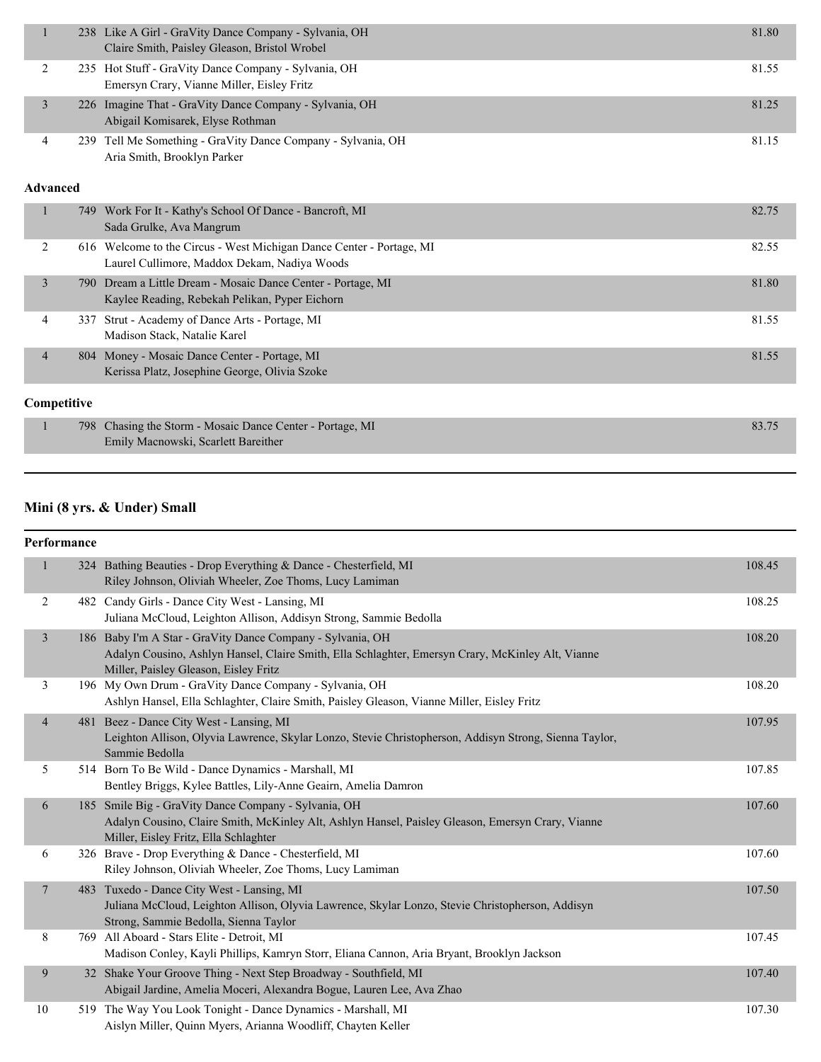| Place | No. | Entry | Score |
|---|---|---|---|
| 1 | 238 | Like A Girl - GraVity Dance Company - Sylvania, OH<br>Claire Smith, Paisley Gleason, Bristol Wrobel | 81.80 |
| 2 | 235 | Hot Stuff - GraVity Dance Company - Sylvania, OH<br>Emersyn Crary, Vianne Miller, Eisley Fritz | 81.55 |
| 3 | 226 | Imagine That - GraVity Dance Company - Sylvania, OH<br>Abigail Komisarek, Elyse Rothman | 81.25 |
| 4 | 239 | Tell Me Something - GraVity Dance Company - Sylvania, OH<br>Aria Smith, Brooklyn Parker | 81.15 |

**Advanced**

| Place | No. | Entry | Score |
|---|---|---|---|
| 1 | 749 | Work For It - Kathy's School Of Dance - Bancroft, MI<br>Sada Grulke, Ava Mangrum | 82.75 |
| 2 | 616 | Welcome to the Circus - West Michigan Dance Center - Portage, MI<br>Laurel Cullimore, Maddox Dekam, Nadiya Woods | 82.55 |
| 3 | 790 | Dream a Little Dream - Mosaic Dance Center - Portage, MI<br>Kaylee Reading, Rebekah Pelikan, Pyper Eichorn | 81.80 |
| 4 | 337 | Strut - Academy of Dance Arts - Portage, MI<br>Madison Stack, Natalie Karel | 81.55 |
| 4 | 804 | Money - Mosaic Dance Center - Portage, MI<br>Kerissa Platz, Josephine George, Olivia Szoke | 81.55 |

**Competitive**

| Place | No. | Entry | Score |
|---|---|---|---|
| 1 | 798 | Chasing the Storm - Mosaic Dance Center - Portage, MI<br>Emily Macnowski, Scarlett Bareither | 83.75 |

## Mini (8 yrs. & Under) Small

**Performance**

| Place | No. | Entry | Score |
|---|---|---|---|
| 1 | 324 | Bathing Beauties - Drop Everything & Dance - Chesterfield, MI<br>Riley Johnson, Oliviah Wheeler, Zoe Thoms, Lucy Lamiman | 108.45 |
| 2 | 482 | Candy Girls - Dance City West - Lansing, MI<br>Juliana McCloud, Leighton Allison, Addisyn Strong, Sammie Bedolla | 108.25 |
| 3 | 186 | Baby I'm A Star - GraVity Dance Company - Sylvania, OH<br>Adalyn Cousino, Ashlyn Hansel, Claire Smith, Ella Schlaghter, Emersyn Crary, McKinley Alt, Vianne Miller, Paisley Gleason, Eisley Fritz | 108.20 |
| 3 | 196 | My Own Drum - GraVity Dance Company - Sylvania, OH<br>Ashlyn Hansel, Ella Schlaghter, Claire Smith, Paisley Gleason, Vianne Miller, Eisley Fritz | 108.20 |
| 4 | 481 | Beez - Dance City West - Lansing, MI<br>Leighton Allison, Olyvia Lawrence, Skylar Lonzo, Stevie Christopherson, Addisyn Strong, Sienna Taylor, Sammie Bedolla | 107.95 |
| 5 | 514 | Born To Be Wild - Dance Dynamics - Marshall, MI<br>Bentley Briggs, Kylee Battles, Lily-Anne Geairn, Amelia Damron | 107.85 |
| 6 | 185 | Smile Big - GraVity Dance Company - Sylvania, OH<br>Adalyn Cousino, Claire Smith, McKinley Alt, Ashlyn Hansel, Paisley Gleason, Emersyn Crary, Vianne Miller, Eisley Fritz, Ella Schlaghter | 107.60 |
| 6 | 326 | Brave - Drop Everything & Dance - Chesterfield, MI<br>Riley Johnson, Oliviah Wheeler, Zoe Thoms, Lucy Lamiman | 107.60 |
| 7 | 483 | Tuxedo - Dance City West - Lansing, MI<br>Juliana McCloud, Leighton Allison, Olyvia Lawrence, Skylar Lonzo, Stevie Christopherson, Addisyn Strong, Sammie Bedolla, Sienna Taylor | 107.50 |
| 8 | 769 | All Aboard - Stars Elite - Detroit, MI<br>Madison Conley, Kayli Phillips, Kamryn Storr, Eliana Cannon, Aria Bryant, Brooklyn Jackson | 107.45 |
| 9 | 32 | Shake Your Groove Thing - Next Step Broadway - Southfield, MI<br>Abigail Jardine, Amelia Moceri, Alexandra Bogue, Lauren Lee, Ava Zhao | 107.40 |
| 10 | 519 | The Way You Look Tonight - Dance Dynamics - Marshall, MI<br>Aislyn Miller, Quinn Myers, Arianna Woodliff, Chayten Keller | 107.30 |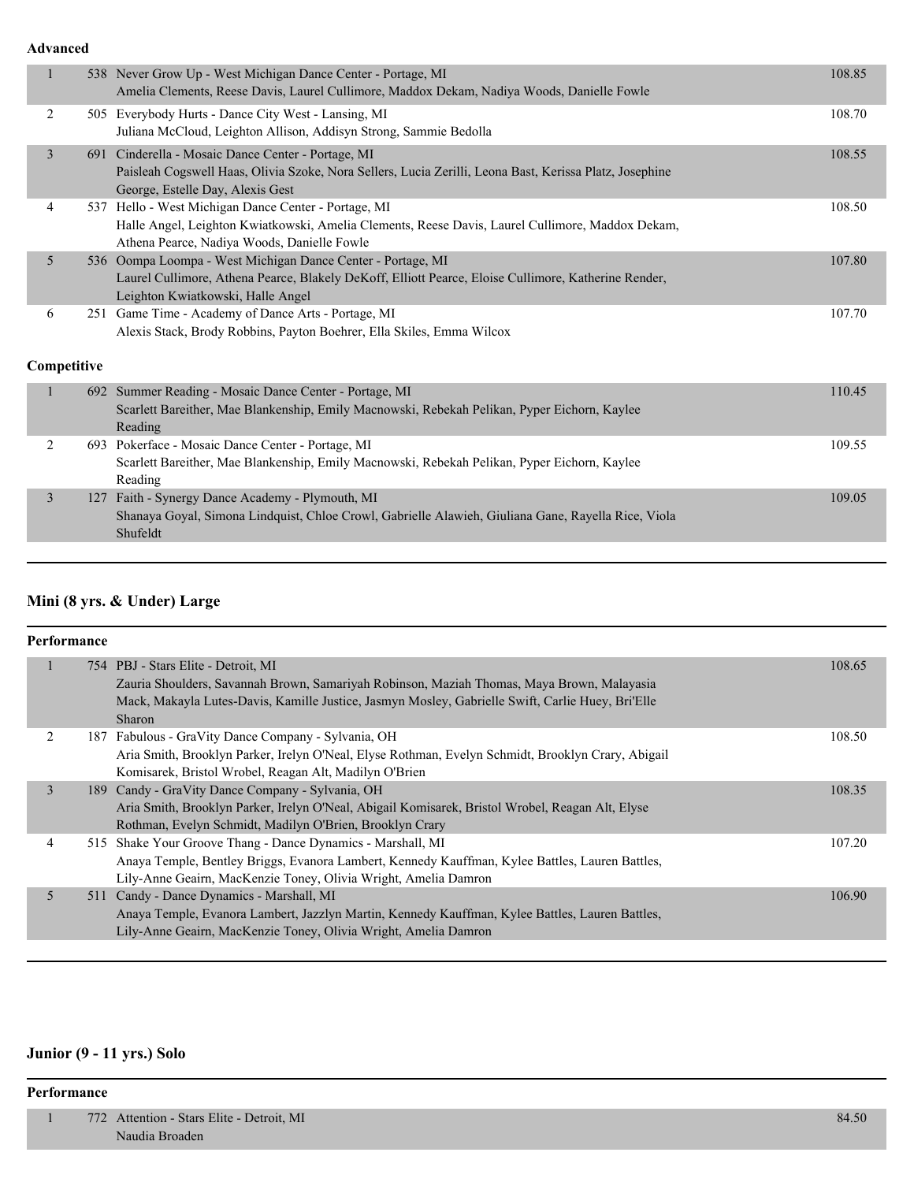**Advanced**

| Place | # | Routine / Dancers | Score |
|---|---|---|---|
| 1 | 538 | Never Grow Up - West Michigan Dance Center - Portage, MI<br>Amelia Clements, Reese Davis, Laurel Cullimore, Maddox Dekam, Nadiya Woods, Danielle Fowle | 108.85 |
| 2 | 505 | Everybody Hurts - Dance City West - Lansing, MI<br>Juliana McCloud, Leighton Allison, Addisyn Strong, Sammie Bedolla | 108.70 |
| 3 | 691 | Cinderella - Mosaic Dance Center - Portage, MI<br>Paisleah Cogswell Haas, Olivia Szoke, Nora Sellers, Lucia Zerilli, Leona Bast, Kerissa Platz, Josephine George, Estelle Day, Alexis Gest | 108.55 |
| 4 | 537 | Hello - West Michigan Dance Center - Portage, MI<br>Halle Angel, Leighton Kwiatkowski, Amelia Clements, Reese Davis, Laurel Cullimore, Maddox Dekam, Athena Pearce, Nadiya Woods, Danielle Fowle | 108.50 |
| 5 | 536 | Oompa Loompa - West Michigan Dance Center - Portage, MI<br>Laurel Cullimore, Athena Pearce, Blakely DeKoff, Elliott Pearce, Eloise Cullimore, Katherine Render, Leighton Kwiatkowski, Halle Angel | 107.80 |
| 6 | 251 | Game Time - Academy of Dance Arts - Portage, MI<br>Alexis Stack, Brody Robbins, Payton Boehrer, Ella Skiles, Emma Wilcox | 107.70 |

**Competitive**

| Place | # | Routine / Dancers | Score |
|---|---|---|---|
| 1 | 692 | Summer Reading - Mosaic Dance Center - Portage, MI<br>Scarlett Bareither, Mae Blankenship, Emily Macnowski, Rebekah Pelikan, Pyper Eichorn, Kaylee Reading | 110.45 |
| 2 | 693 | Pokerface - Mosaic Dance Center - Portage, MI<br>Scarlett Bareither, Mae Blankenship, Emily Macnowski, Rebekah Pelikan, Pyper Eichorn, Kaylee Reading | 109.55 |
| 3 | 127 | Faith - Synergy Dance Academy - Plymouth, MI<br>Shanaya Goyal, Simona Lindquist, Chloe Crowl, Gabrielle Alawieh, Giuliana Gane, Rayella Rice, Viola Shufeldt | 109.05 |

## Mini (8 yrs. & Under) Large

**Performance**

| Place | # | Routine / Dancers | Score |
|---|---|---|---|
| 1 | 754 | PBJ - Stars Elite - Detroit, MI<br>Zauria Shoulders, Savannah Brown, Samariyah Robinson, Maziah Thomas, Maya Brown, Malayasia Mack, Makayla Lutes-Davis, Kamille Justice, Jasmyn Mosley, Gabrielle Swift, Carlie Huey, Bri'Elle Sharon | 108.65 |
| 2 | 187 | Fabulous - GraVity Dance Company - Sylvania, OH<br>Aria Smith, Brooklyn Parker, Irelyn O'Neal, Elyse Rothman, Evelyn Schmidt, Brooklyn Crary, Abigail Komisarek, Bristol Wrobel, Reagan Alt, Madilyn O'Brien | 108.50 |
| 3 | 189 | Candy - GraVity Dance Company - Sylvania, OH<br>Aria Smith, Brooklyn Parker, Irelyn O'Neal, Abigail Komisarek, Bristol Wrobel, Reagan Alt, Elyse Rothman, Evelyn Schmidt, Madilyn O'Brien, Brooklyn Crary | 108.35 |
| 4 | 515 | Shake Your Groove Thang - Dance Dynamics - Marshall, MI<br>Anaya Temple, Bentley Briggs, Evanora Lambert, Kennedy Kauffman, Kylee Battles, Lauren Battles, Lily-Anne Geairn, MacKenzie Toney, Olivia Wright, Amelia Damron | 107.20 |
| 5 | 511 | Candy - Dance Dynamics - Marshall, MI<br>Anaya Temple, Evanora Lambert, Jazzlyn Martin, Kennedy Kauffman, Kylee Battles, Lauren Battles, Lily-Anne Geairn, MacKenzie Toney, Olivia Wright, Amelia Damron | 106.90 |

## Junior (9 - 11 yrs.) Solo

**Performance**

| Place | # | Routine / Dancers | Score |
|---|---|---|---|
| 1 | 772 | Attention - Stars Elite - Detroit, MI<br>Naudia Broaden | 84.50 |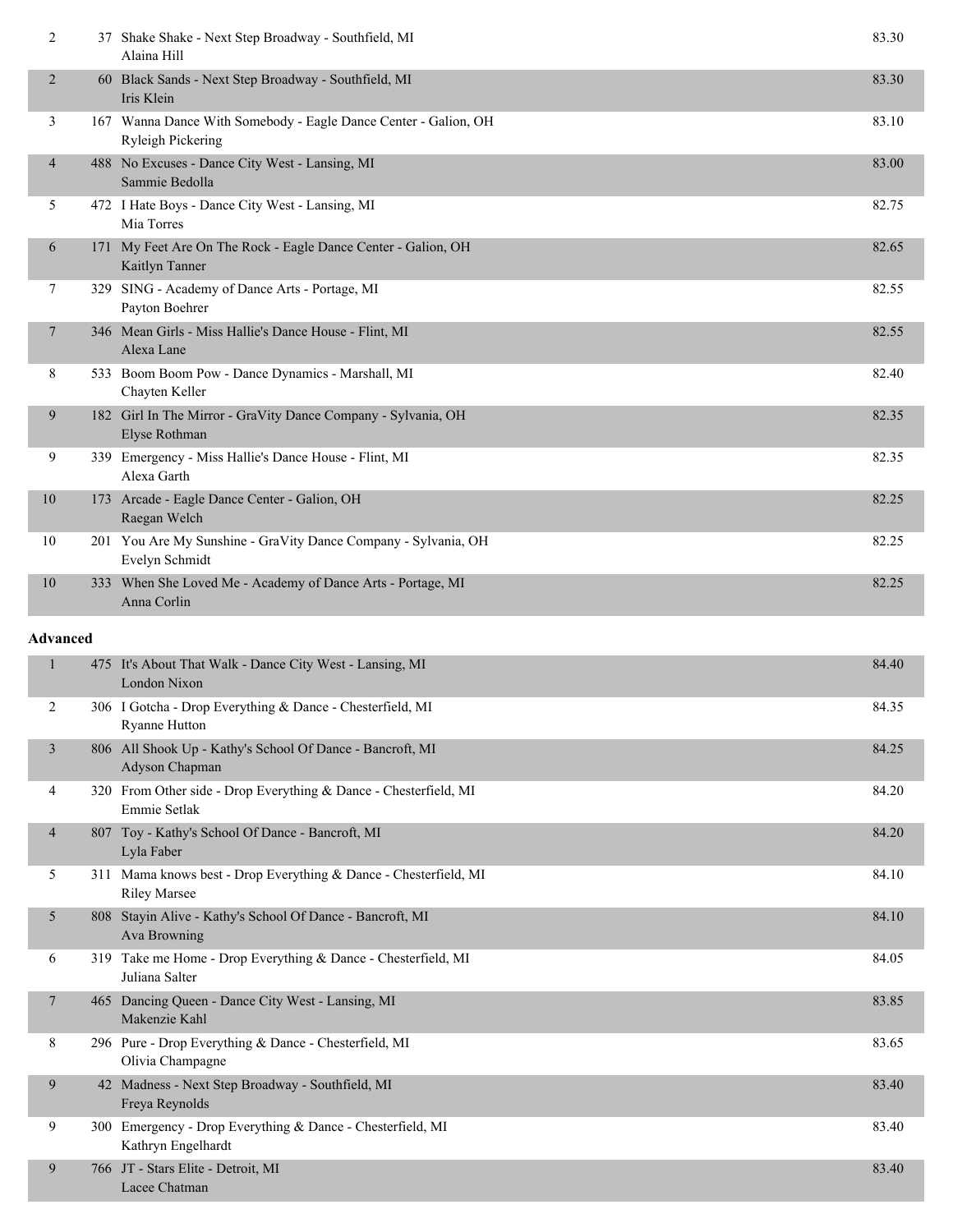| Place | No. | Entry | Score |
|---|---|---|---|
| 2 | 37 | Shake Shake - Next Step Broadway - Southfield, MI<br>Alaina Hill | 83.30 |
| 2 | 60 | Black Sands - Next Step Broadway - Southfield, MI<br>Iris Klein | 83.30 |
| 3 | 167 | Wanna Dance With Somebody - Eagle Dance Center - Galion, OH<br>Ryleigh Pickering | 83.10 |
| 4 | 488 | No Excuses - Dance City West - Lansing, MI<br>Sammie Bedolla | 83.00 |
| 5 | 472 | I Hate Boys - Dance City West - Lansing, MI<br>Mia Torres | 82.75 |
| 6 | 171 | My Feet Are On The Rock - Eagle Dance Center - Galion, OH<br>Kaitlyn Tanner | 82.65 |
| 7 | 329 | SING - Academy of Dance Arts - Portage, MI<br>Payton Boehrer | 82.55 |
| 7 | 346 | Mean Girls - Miss Hallie's Dance House - Flint, MI<br>Alexa Lane | 82.55 |
| 8 | 533 | Boom Boom Pow - Dance Dynamics - Marshall, MI<br>Chayten Keller | 82.40 |
| 9 | 182 | Girl In The Mirror - GraVity Dance Company - Sylvania, OH<br>Elyse Rothman | 82.35 |
| 9 | 339 | Emergency - Miss Hallie's Dance House - Flint, MI<br>Alexa Garth | 82.35 |
| 10 | 173 | Arcade - Eagle Dance Center - Galion, OH<br>Raegan Welch | 82.25 |
| 10 | 201 | You Are My Sunshine - GraVity Dance Company - Sylvania, OH<br>Evelyn Schmidt | 82.25 |
| 10 | 333 | When She Loved Me - Academy of Dance Arts - Portage, MI<br>Anna Corlin | 82.25 |

**Advanced**

| Place | No. | Entry | Score |
|---|---|---|---|
| 1 | 475 | It's About That Walk - Dance City West - Lansing, MI<br>London Nixon | 84.40 |
| 2 | 306 | I Gotcha - Drop Everything & Dance - Chesterfield, MI<br>Ryanne Hutton | 84.35 |
| 3 | 806 | All Shook Up - Kathy's School Of Dance - Bancroft, MI<br>Adyson Chapman | 84.25 |
| 4 | 320 | From Other side - Drop Everything & Dance - Chesterfield, MI<br>Emmie Setlak | 84.20 |
| 4 | 807 | Toy - Kathy's School Of Dance - Bancroft, MI<br>Lyla Faber | 84.20 |
| 5 | 311 | Mama knows best - Drop Everything & Dance - Chesterfield, MI<br>Riley Marsee | 84.10 |
| 5 | 808 | Stayin Alive - Kathy's School Of Dance - Bancroft, MI<br>Ava Browning | 84.10 |
| 6 | 319 | Take me Home - Drop Everything & Dance - Chesterfield, MI<br>Juliana Salter | 84.05 |
| 7 | 465 | Dancing Queen - Dance City West - Lansing, MI<br>Makenzie Kahl | 83.85 |
| 8 | 296 | Pure - Drop Everything & Dance - Chesterfield, MI<br>Olivia Champagne | 83.65 |
| 9 | 42 | Madness - Next Step Broadway - Southfield, MI<br>Freya Reynolds | 83.40 |
| 9 | 300 | Emergency - Drop Everything & Dance - Chesterfield, MI<br>Kathryn Engelhardt | 83.40 |
| 9 | 766 | JT - Stars Elite - Detroit, MI<br>Lacee Chatman | 83.40 |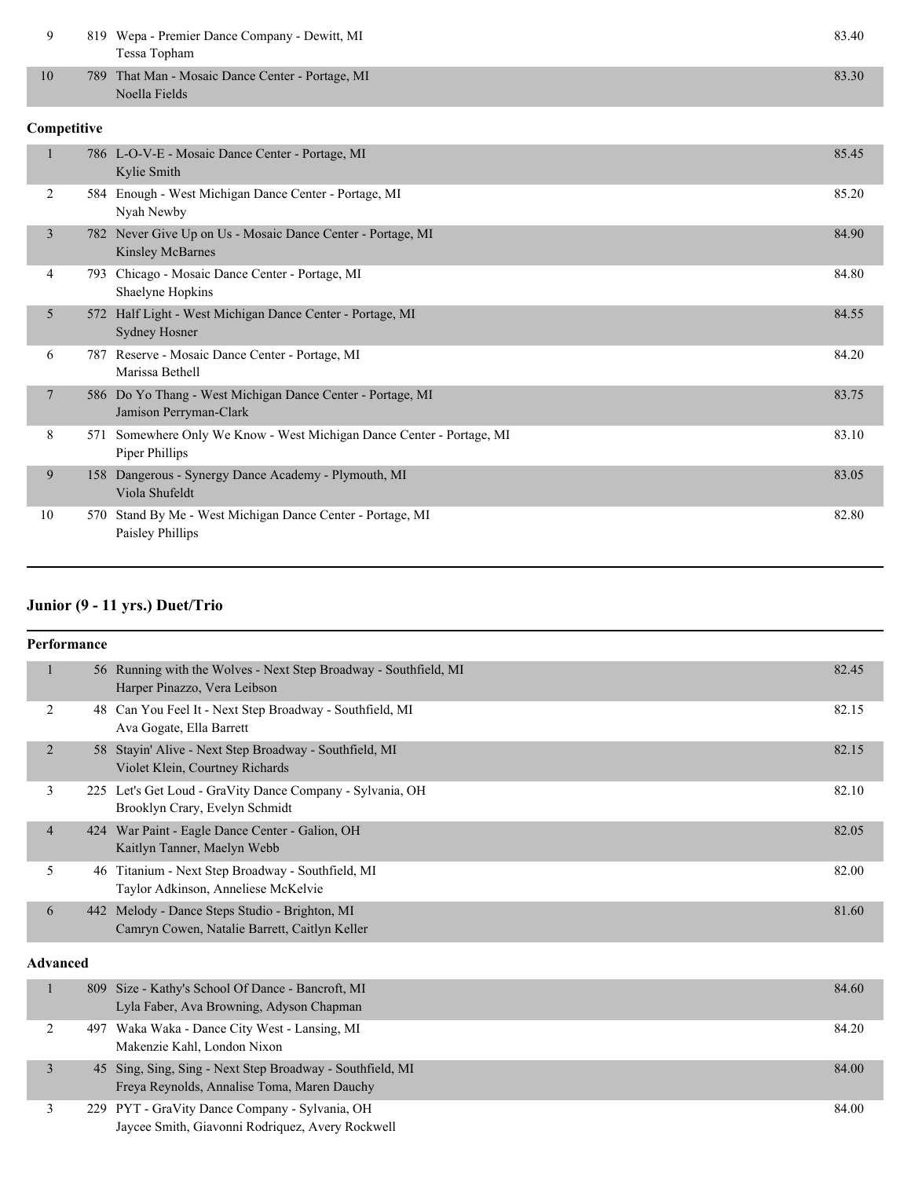| | | | |
|---|---|---|---|
| 9 | 819 | Wepa - Premier Dance Company - Dewitt, MI<br>Tessa Topham | 83.40 |
| 10 | 789 | That Man - Mosaic Dance Center - Portage, MI<br>Noella Fields | 83.30 |

**Competitive**

| | | | |
|---|---|---|---|
| 1 | 786 | L-O-V-E - Mosaic Dance Center - Portage, MI<br>Kylie Smith | 85.45 |
| 2 | 584 | Enough - West Michigan Dance Center - Portage, MI<br>Nyah Newby | 85.20 |
| 3 | 782 | Never Give Up on Us - Mosaic Dance Center - Portage, MI<br>Kinsley McBarnes | 84.90 |
| 4 | 793 | Chicago - Mosaic Dance Center - Portage, MI<br>Shaelyne Hopkins | 84.80 |
| 5 | 572 | Half Light - West Michigan Dance Center - Portage, MI<br>Sydney Hosner | 84.55 |
| 6 | 787 | Reserve - Mosaic Dance Center - Portage, MI<br>Marissa Bethell | 84.20 |
| 7 | 586 | Do Yo Thang - West Michigan Dance Center - Portage, MI<br>Jamison Perryman-Clark | 83.75 |
| 8 | 571 | Somewhere Only We Know - West Michigan Dance Center - Portage, MI<br>Piper Phillips | 83.10 |
| 9 | 158 | Dangerous - Synergy Dance Academy - Plymouth, MI<br>Viola Shufeldt | 83.05 |
| 10 | 570 | Stand By Me - West Michigan Dance Center - Portage, MI<br>Paisley Phillips | 82.80 |

## Junior (9 - 11 yrs.) Duet/Trio

**Performance**

| | | | |
|---|---|---|---|
| 1 | 56 | Running with the Wolves - Next Step Broadway - Southfield, MI<br>Harper Pinazzo, Vera Leibson | 82.45 |
| 2 | 48 | Can You Feel It - Next Step Broadway - Southfield, MI<br>Ava Gogate, Ella Barrett | 82.15 |
| 2 | 58 | Stayin' Alive - Next Step Broadway - Southfield, MI<br>Violet Klein, Courtney Richards | 82.15 |
| 3 | 225 | Let's Get Loud - GraVity Dance Company - Sylvania, OH<br>Brooklyn Crary, Evelyn Schmidt | 82.10 |
| 4 | 424 | War Paint - Eagle Dance Center - Galion, OH<br>Kaitlyn Tanner, Maelyn Webb | 82.05 |
| 5 | 46 | Titanium - Next Step Broadway - Southfield, MI<br>Taylor Adkinson, Anneliese McKelvie | 82.00 |
| 6 | 442 | Melody - Dance Steps Studio - Brighton, MI<br>Camryn Cowen, Natalie Barrett, Caitlyn Keller | 81.60 |

**Advanced**

| | | | |
|---|---|---|---|
| 1 | 809 | Size - Kathy's School Of Dance - Bancroft, MI<br>Lyla Faber, Ava Browning, Adyson Chapman | 84.60 |
| 2 | 497 | Waka Waka - Dance City West - Lansing, MI<br>Makenzie Kahl, London Nixon | 84.20 |
| 3 | 45 | Sing, Sing, Sing - Next Step Broadway - Southfield, MI<br>Freya Reynolds, Annalise Toma, Maren Dauchy | 84.00 |
| 3 | 229 | PYT - GraVity Dance Company - Sylvania, OH<br>Jaycee Smith, Giavonni Rodriquez, Avery Rockwell | 84.00 |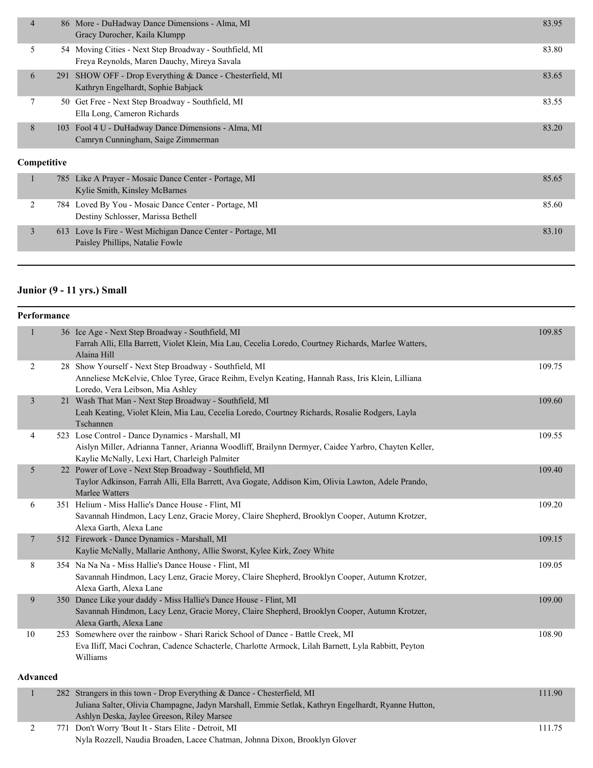| | | | |
|---|---|---|---|
| 4 | 86 | More - DuHadway Dance Dimensions - Alma, MI<br>Gracy Durocher, Kaila Klumpp | 83.95 |
| 5 | 54 | Moving Cities - Next Step Broadway - Southfield, MI<br>Freya Reynolds, Maren Dauchy, Mireya Savala | 83.80 |
| 6 | 291 | SHOW OFF - Drop Everything & Dance - Chesterfield, MI<br>Kathryn Engelhardt, Sophie Babjack | 83.65 |
| 7 | 50 | Get Free - Next Step Broadway - Southfield, MI<br>Ella Long, Cameron Richards | 83.55 |
| 8 | 103 | Fool 4 U - DuHadway Dance Dimensions - Alma, MI<br>Camryn Cunningham, Saige Zimmerman | 83.20 |

**Competitive**

| | | | |
|---|---|---|---|
| 1 | 785 | Like A Prayer - Mosaic Dance Center - Portage, MI<br>Kylie Smith, Kinsley McBarnes | 85.65 |
| 2 | 784 | Loved By You - Mosaic Dance Center - Portage, MI<br>Destiny Schlosser, Marissa Bethell | 85.60 |
| 3 | 613 | Love Is Fire - West Michigan Dance Center - Portage, MI<br>Paisley Phillips, Natalie Fowle | 83.10 |

## Junior (9 - 11 yrs.) Small

**Performance**

| | | | |
|---|---|---|---|
| 1 | 36 | Ice Age - Next Step Broadway - Southfield, MI<br>Farrah Alli, Ella Barrett, Violet Klein, Mia Lau, Cecelia Loredo, Courtney Richards, Marlee Watters, Alaina Hill | 109.85 |
| 2 | 28 | Show Yourself - Next Step Broadway - Southfield, MI<br>Anneliese McKelvie, Chloe Tyree, Grace Reihm, Evelyn Keating, Hannah Rass, Iris Klein, Lilliana Loredo, Vera Leibson, Mia Ashley | 109.75 |
| 3 | 21 | Wash That Man - Next Step Broadway - Southfield, MI<br>Leah Keating, Violet Klein, Mia Lau, Cecelia Loredo, Courtney Richards, Rosalie Rodgers, Layla Tschannen | 109.60 |
| 4 | 523 | Lose Control - Dance Dynamics - Marshall, MI<br>Aislyn Miller, Adrianna Tanner, Arianna Woodliff, Brailynn Dermyer, Caidee Yarbro, Chayten Keller, Kaylie McNally, Lexi Hart, Charleigh Palmiter | 109.55 |
| 5 | 22 | Power of Love - Next Step Broadway - Southfield, MI<br>Taylor Adkinson, Farrah Alli, Ella Barrett, Ava Gogate, Addison Kim, Olivia Lawton, Adele Prando, Marlee Watters | 109.40 |
| 6 | 351 | Helium - Miss Hallie's Dance House - Flint, MI<br>Savannah Hindmon, Lacy Lenz, Gracie Morey, Claire Shepherd, Brooklyn Cooper, Autumn Krotzer, Alexa Garth, Alexa Lane | 109.20 |
| 7 | 512 | Firework - Dance Dynamics - Marshall, MI<br>Kaylie McNally, Mallarie Anthony, Allie Sworst, Kylee Kirk, Zoey White | 109.15 |
| 8 | 354 | Na Na Na - Miss Hallie's Dance House - Flint, MI<br>Savannah Hindmon, Lacy Lenz, Gracie Morey, Claire Shepherd, Brooklyn Cooper, Autumn Krotzer, Alexa Garth, Alexa Lane | 109.05 |
| 9 | 350 | Dance Like your daddy - Miss Hallie's Dance House - Flint, MI<br>Savannah Hindmon, Lacy Lenz, Gracie Morey, Claire Shepherd, Brooklyn Cooper, Autumn Krotzer, Alexa Garth, Alexa Lane | 109.00 |
| 10 | 253 | Somewhere over the rainbow - Shari Rarick School of Dance - Battle Creek, MI<br>Eva Iliff, Maci Cochran, Cadence Schacterle, Charlotte Armock, Lilah Barnett, Lyla Rabbitt, Peyton Williams | 108.90 |

**Advanced**

| | | | |
|---|---|---|---|
| 1 | 282 | Strangers in this town - Drop Everything & Dance - Chesterfield, MI<br>Juliana Salter, Olivia Champagne, Jadyn Marshall, Emmie Setlak, Kathryn Engelhardt, Ryanne Hutton, Ashlyn Deska, Jaylee Greeson, Riley Marsee | 111.90 |
| 2 | 771 | Don't Worry 'Bout It - Stars Elite - Detroit, MI<br>Nyla Rozzell, Naudia Broaden, Lacee Chatman, Johnna Dixon, Brooklyn Glover | 111.75 |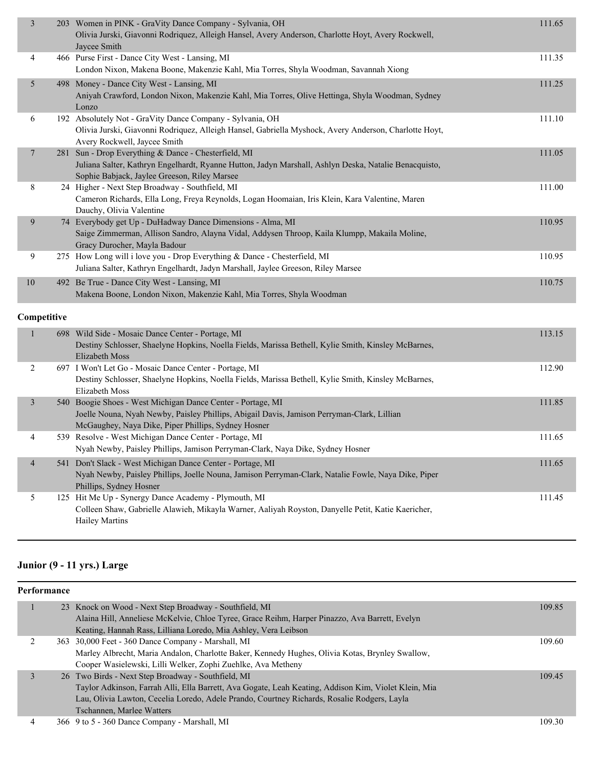| Place | No. | Routine / Studio / Dancers | Score |
|---|---|---|---|
| 3 | 203 | Women in PINK - GraVity Dance Company - Sylvania, OH<br>Olivia Jurski, Giavonni Rodriquez, Alleigh Hansel, Avery Anderson, Charlotte Hoyt, Avery Rockwell, Jaycee Smith | 111.65 |
| 4 | 466 | Purse First - Dance City West - Lansing, MI<br>London Nixon, Makena Boone, Makenzie Kahl, Mia Torres, Shyla Woodman, Savannah Xiong | 111.35 |
| 5 | 498 | Money - Dance City West - Lansing, MI<br>Aniyah Crawford, London Nixon, Makenzie Kahl, Mia Torres, Olive Hettinga, Shyla Woodman, Sydney Lonzo | 111.25 |
| 6 | 192 | Absolutely Not - GraVity Dance Company - Sylvania, OH<br>Olivia Jurski, Giavonni Rodriquez, Alleigh Hansel, Gabriella Myshock, Avery Anderson, Charlotte Hoyt, Avery Rockwell, Jaycee Smith | 111.10 |
| 7 | 281 | Sun - Drop Everything & Dance - Chesterfield, MI<br>Juliana Salter, Kathryn Engelhardt, Ryanne Hutton, Jadyn Marshall, Ashlyn Deska, Natalie Benacquisto, Sophie Babjack, Jaylee Greeson, Riley Marsee | 111.05 |
| 8 | 24 | Higher - Next Step Broadway - Southfield, MI<br>Cameron Richards, Ella Long, Freya Reynolds, Logan Hoomaian, Iris Klein, Kara Valentine, Maren Dauchy, Olivia Valentine | 111.00 |
| 9 | 74 | Everybody get Up - DuHadway Dance Dimensions - Alma, MI<br>Saige Zimmerman, Allison Sandro, Alayna Vidal, Addysen Throop, Kaila Klumpp, Makaila Moline, Gracy Durocher, Mayla Badour | 110.95 |
| 9 | 275 | How Long will i love you - Drop Everything & Dance - Chesterfield, MI<br>Juliana Salter, Kathryn Engelhardt, Jadyn Marshall, Jaylee Greeson, Riley Marsee | 110.95 |
| 10 | 492 | Be True - Dance City West - Lansing, MI<br>Makena Boone, London Nixon, Makenzie Kahl, Mia Torres, Shyla Woodman | 110.75 |

**Competitive**

| Place | No. | Routine / Studio / Dancers | Score |
|---|---|---|---|
| 1 | 698 | Wild Side - Mosaic Dance Center - Portage, MI<br>Destiny Schlosser, Shaelyne Hopkins, Noella Fields, Marissa Bethell, Kylie Smith, Kinsley McBarnes, Elizabeth Moss | 113.15 |
| 2 | 697 | I Won't Let Go - Mosaic Dance Center - Portage, MI<br>Destiny Schlosser, Shaelyne Hopkins, Noella Fields, Marissa Bethell, Kylie Smith, Kinsley McBarnes, Elizabeth Moss | 112.90 |
| 3 | 540 | Boogie Shoes - West Michigan Dance Center - Portage, MI<br>Joelle Nouna, Nyah Newby, Paisley Phillips, Abigail Davis, Jamison Perryman-Clark, Lillian McGaughey, Naya Dike, Piper Phillips, Sydney Hosner | 111.85 |
| 4 | 539 | Resolve - West Michigan Dance Center - Portage, MI<br>Nyah Newby, Paisley Phillips, Jamison Perryman-Clark, Naya Dike, Sydney Hosner | 111.65 |
| 4 | 541 | Don't Slack - West Michigan Dance Center - Portage, MI<br>Nyah Newby, Paisley Phillips, Joelle Nouna, Jamison Perryman-Clark, Natalie Fowle, Naya Dike, Piper Phillips, Sydney Hosner | 111.65 |
| 5 | 125 | Hit Me Up - Synergy Dance Academy - Plymouth, MI<br>Colleen Shaw, Gabrielle Alawieh, Mikayla Warner, Aaliyah Royston, Danyelle Petit, Katie Kaericher, Hailey Martins | 111.45 |

## Junior (9 - 11 yrs.) Large

**Performance**

| Place | No. | Routine / Studio / Dancers | Score |
|---|---|---|---|
| 1 | 23 | Knock on Wood - Next Step Broadway - Southfield, MI<br>Alaina Hill, Anneliese McKelvie, Chloe Tyree, Grace Reihm, Harper Pinazzo, Ava Barrett, Evelyn Keating, Hannah Rass, Lilliana Loredo, Mia Ashley, Vera Leibson | 109.85 |
| 2 | 363 | 30,000 Feet - 360 Dance Company - Marshall, MI<br>Marley Albrecht, Maria Andalon, Charlotte Baker, Kennedy Hughes, Olivia Kotas, Brynley Swallow, Cooper Wasielewski, Lilli Welker, Zophi Zuehlke, Ava Metheny | 109.60 |
| 3 | 26 | Two Birds - Next Step Broadway - Southfield, MI<br>Taylor Adkinson, Farrah Alli, Ella Barrett, Ava Gogate, Leah Keating, Addison Kim, Violet Klein, Mia Lau, Olivia Lawton, Cecelia Loredo, Adele Prando, Courtney Richards, Rosalie Rodgers, Layla Tschannen, Marlee Watters | 109.45 |
| 4 | 366 | 9 to 5 - 360 Dance Company - Marshall, MI | 109.30 |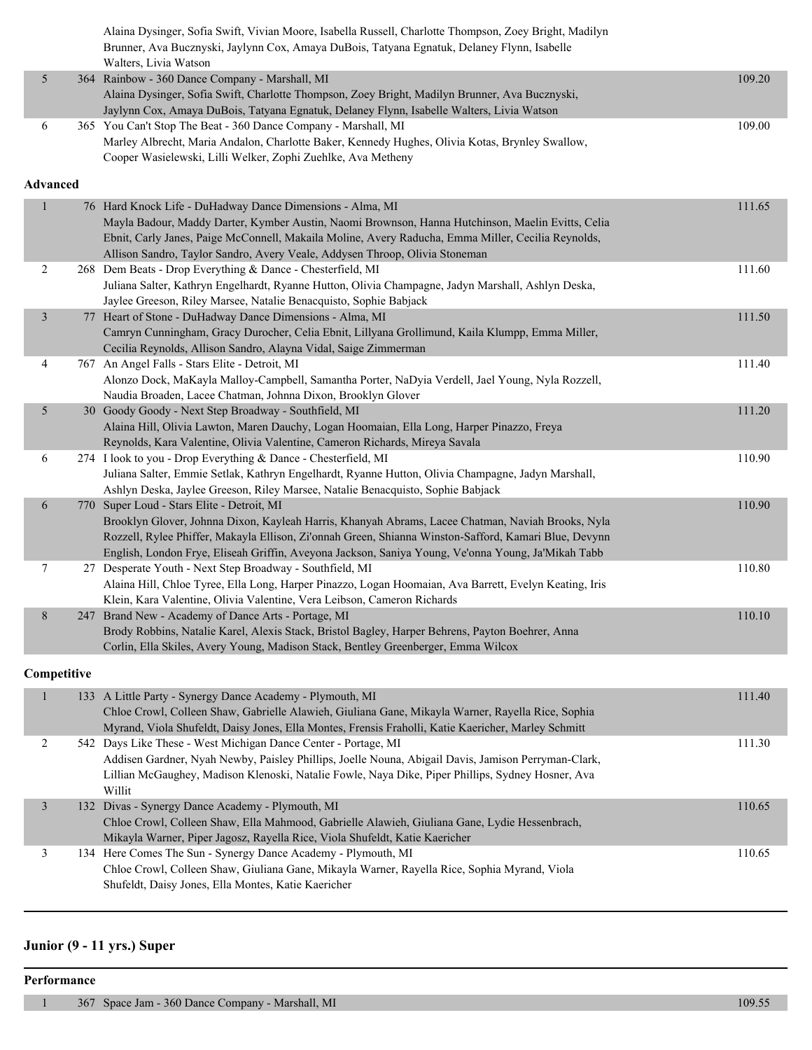| | | | |
|---|---|---|---|
| | | Alaina Dysinger, Sofia Swift, Vivian Moore, Isabella Russell, Charlotte Thompson, Zoey Bright, Madilyn Brunner, Ava Bucznyski, Jaylynn Cox, Amaya DuBois, Tatyana Egnatuk, Delaney Flynn, Isabelle Walters, Livia Watson | |
| 5 | 364 | Rainbow - 360 Dance Company - Marshall, MI<br>Alaina Dysinger, Sofia Swift, Charlotte Thompson, Zoey Bright, Madilyn Brunner, Ava Bucznyski, Jaylynn Cox, Amaya DuBois, Tatyana Egnatuk, Delaney Flynn, Isabelle Walters, Livia Watson | 109.20 |
| 6 | 365 | You Can't Stop The Beat - 360 Dance Company - Marshall, MI<br>Marley Albrecht, Maria Andalon, Charlotte Baker, Kennedy Hughes, Olivia Kotas, Brynley Swallow, Cooper Wasielewski, Lilli Welker, Zophi Zuehlke, Ava Metheny | 109.00 |

**Advanced**

| | | | |
|---|---|---|---|
| 1 | 76 | Hard Knock Life - DuHadway Dance Dimensions - Alma, MI<br>Mayla Badour, Maddy Darter, Kymber Austin, Naomi Brownson, Hanna Hutchinson, Maelin Evitts, Celia Ebnit, Carly Janes, Paige McConnell, Makaila Moline, Avery Raducha, Emma Miller, Cecilia Reynolds, Allison Sandro, Taylor Sandro, Avery Veale, Addysen Throop, Olivia Stoneman | 111.65 |
| 2 | 268 | Dem Beats - Drop Everything & Dance - Chesterfield, MI<br>Juliana Salter, Kathryn Engelhardt, Ryanne Hutton, Olivia Champagne, Jadyn Marshall, Ashlyn Deska, Jaylee Greeson, Riley Marsee, Natalie Benacquisto, Sophie Babjack | 111.60 |
| 3 | 77 | Heart of Stone - DuHadway Dance Dimensions - Alma, MI<br>Camryn Cunningham, Gracy Durocher, Celia Ebnit, Lillyana Grollimund, Kaila Klumpp, Emma Miller, Cecilia Reynolds, Allison Sandro, Alayna Vidal, Saige Zimmerman | 111.50 |
| 4 | 767 | An Angel Falls - Stars Elite - Detroit, MI<br>Alonzo Dock, MaKayla Malloy-Campbell, Samantha Porter, NaDyia Verdell, Jael Young, Nyla Rozzell, Naudia Broaden, Lacee Chatman, Johnna Dixon, Brooklyn Glover | 111.40 |
| 5 | 30 | Goody Goody - Next Step Broadway - Southfield, MI<br>Alaina Hill, Olivia Lawton, Maren Dauchy, Logan Hoomaian, Ella Long, Harper Pinazzo, Freya Reynolds, Kara Valentine, Olivia Valentine, Cameron Richards, Mireya Savala | 111.20 |
| 6 | 274 | I look to you - Drop Everything & Dance - Chesterfield, MI<br>Juliana Salter, Emmie Setlak, Kathryn Engelhardt, Ryanne Hutton, Olivia Champagne, Jadyn Marshall, Ashlyn Deska, Jaylee Greeson, Riley Marsee, Natalie Benacquisto, Sophie Babjack | 110.90 |
| 6 | 770 | Super Loud - Stars Elite - Detroit, MI<br>Brooklyn Glover, Johnna Dixon, Kayleah Harris, Khanyah Abrams, Lacee Chatman, Naviah Brooks, Nyla Rozzell, Rylee Phiffer, Makayla Ellison, Zi'onnah Green, Shianna Winston-Safford, Kamari Blue, Devynn English, London Frye, Eliseah Griffin, Aveyona Jackson, Saniya Young, Ve'onna Young, Ja'Mikah Tabb | 110.90 |
| 7 | 27 | Desperate Youth - Next Step Broadway - Southfield, MI<br>Alaina Hill, Chloe Tyree, Ella Long, Harper Pinazzo, Logan Hoomaian, Ava Barrett, Evelyn Keating, Iris Klein, Kara Valentine, Olivia Valentine, Vera Leibson, Cameron Richards | 110.80 |
| 8 | 247 | Brand New - Academy of Dance Arts - Portage, MI<br>Brody Robbins, Natalie Karel, Alexis Stack, Bristol Bagley, Harper Behrens, Payton Boehrer, Anna Corlin, Ella Skiles, Avery Young, Madison Stack, Bentley Greenberger, Emma Wilcox | 110.10 |

**Competitive**

| | | | |
|---|---|---|---|
| 1 | 133 | A Little Party - Synergy Dance Academy - Plymouth, MI<br>Chloe Crowl, Colleen Shaw, Gabrielle Alawieh, Giuliana Gane, Mikayla Warner, Rayella Rice, Sophia Myrand, Viola Shufeldt, Daisy Jones, Ella Montes, Frensis Fraholli, Katie Kaericher, Marley Schmitt | 111.40 |
| 2 | 542 | Days Like These - West Michigan Dance Center - Portage, MI<br>Addisen Gardner, Nyah Newby, Paisley Phillips, Joelle Nouna, Abigail Davis, Jamison Perryman-Clark, Lillian McGaughey, Madison Klenoski, Natalie Fowle, Naya Dike, Piper Phillips, Sydney Hosner, Ava Willit | 111.30 |
| 3 | 132 | Divas - Synergy Dance Academy - Plymouth, MI<br>Chloe Crowl, Colleen Shaw, Ella Mahmood, Gabrielle Alawieh, Giuliana Gane, Lydie Hessenbrach, Mikayla Warner, Piper Jagosz, Rayella Rice, Viola Shufeldt, Katie Kaericher | 110.65 |
| 3 | 134 | Here Comes The Sun - Synergy Dance Academy - Plymouth, MI<br>Chloe Crowl, Colleen Shaw, Giuliana Gane, Mikayla Warner, Rayella Rice, Sophia Myrand, Viola Shufeldt, Daisy Jones, Ella Montes, Katie Kaericher | 110.65 |

## Junior (9 - 11 yrs.) Super

**Performance**

| | | | |
|---|---|---|---|
| 1 | 367 | Space Jam - 360 Dance Company - Marshall, MI | 109.55 |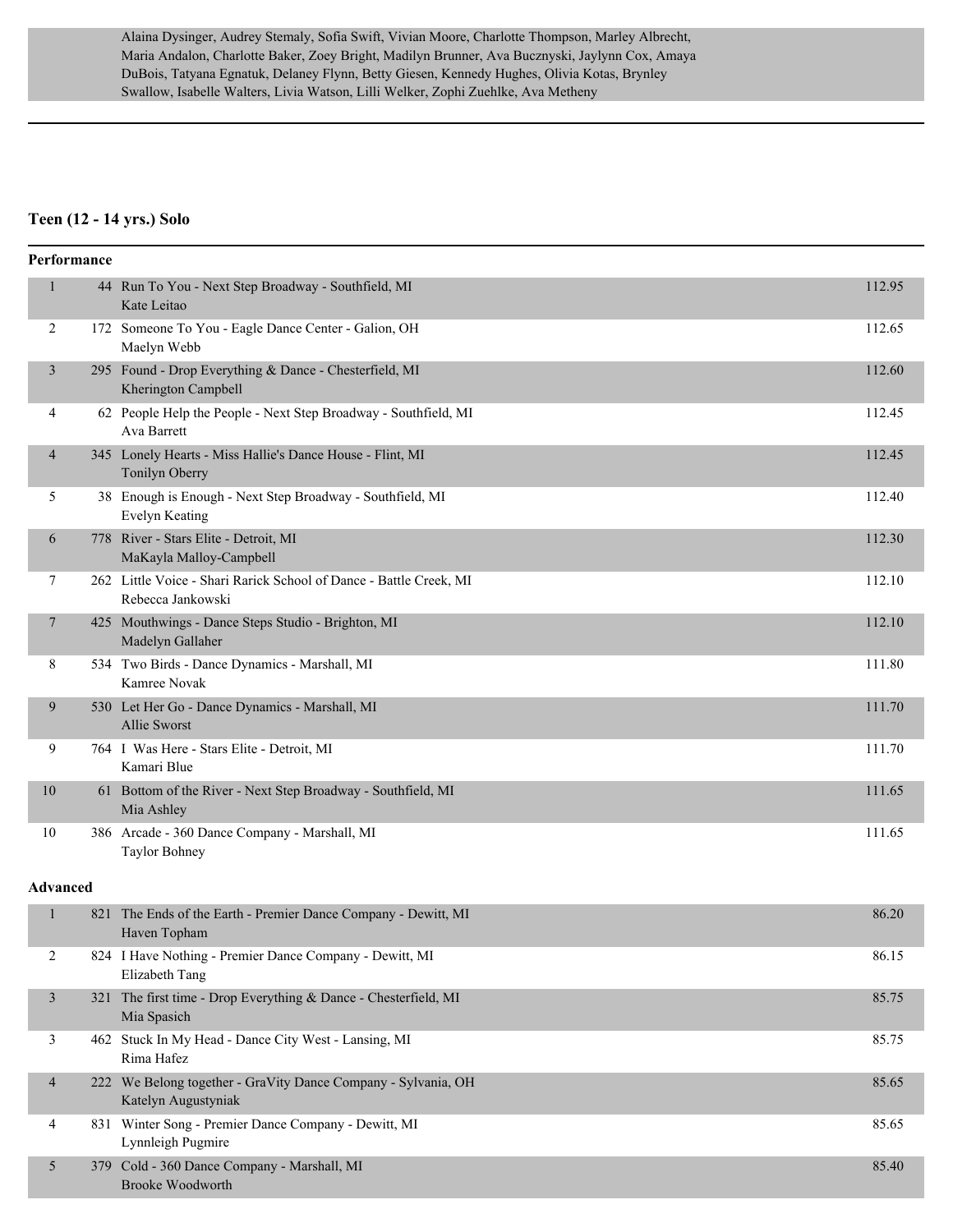Alaina Dysinger, Audrey Stemaly, Sofia Swift, Vivian Moore, Charlotte Thompson, Marley Albrecht, Maria Andalon, Charlotte Baker, Zoey Bright, Madilyn Brunner, Ava Bucznyski, Jaylynn Cox, Amaya DuBois, Tatyana Egnatuk, Delaney Flynn, Betty Giesen, Kennedy Hughes, Olivia Kotas, Brynley Swallow, Isabelle Walters, Livia Watson, Lilli Welker, Zophi Zuehlke, Ava Metheny

---

## Teen (12 - 14 yrs.) Solo

### Performance

| Place | No. | Entry | Score |
|---|---|---|---|
| 1 | 44 | Run To You - Next Step Broadway - Southfield, MI<br>Kate Leitao | 112.95 |
| 2 | 172 | Someone To You - Eagle Dance Center - Galion, OH<br>Maelyn Webb | 112.65 |
| 3 | 295 | Found - Drop Everything & Dance - Chesterfield, MI<br>Kherington Campbell | 112.60 |
| 4 | 62 | People Help the People - Next Step Broadway - Southfield, MI<br>Ava Barrett | 112.45 |
| 4 | 345 | Lonely Hearts - Miss Hallie's Dance House - Flint, MI<br>Tonilyn Oberry | 112.45 |
| 5 | 38 | Enough is Enough - Next Step Broadway - Southfield, MI<br>Evelyn Keating | 112.40 |
| 6 | 778 | River - Stars Elite - Detroit, MI<br>MaKayla Malloy-Campbell | 112.30 |
| 7 | 262 | Little Voice - Shari Rarick School of Dance - Battle Creek, MI<br>Rebecca Jankowski | 112.10 |
| 7 | 425 | Mouthwings - Dance Steps Studio - Brighton, MI<br>Madelyn Gallaher | 112.10 |
| 8 | 534 | Two Birds - Dance Dynamics - Marshall, MI<br>Kamree Novak | 111.80 |
| 9 | 530 | Let Her Go - Dance Dynamics - Marshall, MI<br>Allie Sworst | 111.70 |
| 9 | 764 | I Was Here - Stars Elite - Detroit, MI<br>Kamari Blue | 111.70 |
| 10 | 61 | Bottom of the River - Next Step Broadway - Southfield, MI<br>Mia Ashley | 111.65 |
| 10 | 386 | Arcade - 360 Dance Company - Marshall, MI<br>Taylor Bohney | 111.65 |

### Advanced

| Place | No. | Entry | Score |
|---|---|---|---|
| 1 | 821 | The Ends of the Earth - Premier Dance Company - Dewitt, MI<br>Haven Topham | 86.20 |
| 2 | 824 | I Have Nothing - Premier Dance Company - Dewitt, MI<br>Elizabeth Tang | 86.15 |
| 3 | 321 | The first time - Drop Everything & Dance - Chesterfield, MI<br>Mia Spasich | 85.75 |
| 3 | 462 | Stuck In My Head - Dance City West - Lansing, MI<br>Rima Hafez | 85.75 |
| 4 | 222 | We Belong together - GraVity Dance Company - Sylvania, OH<br>Katelyn Augustyniak | 85.65 |
| 4 | 831 | Winter Song - Premier Dance Company - Dewitt, MI<br>Lynnleigh Pugmire | 85.65 |
| 5 | 379 | Cold - 360 Dance Company - Marshall, MI<br>Brooke Woodworth | 85.40 |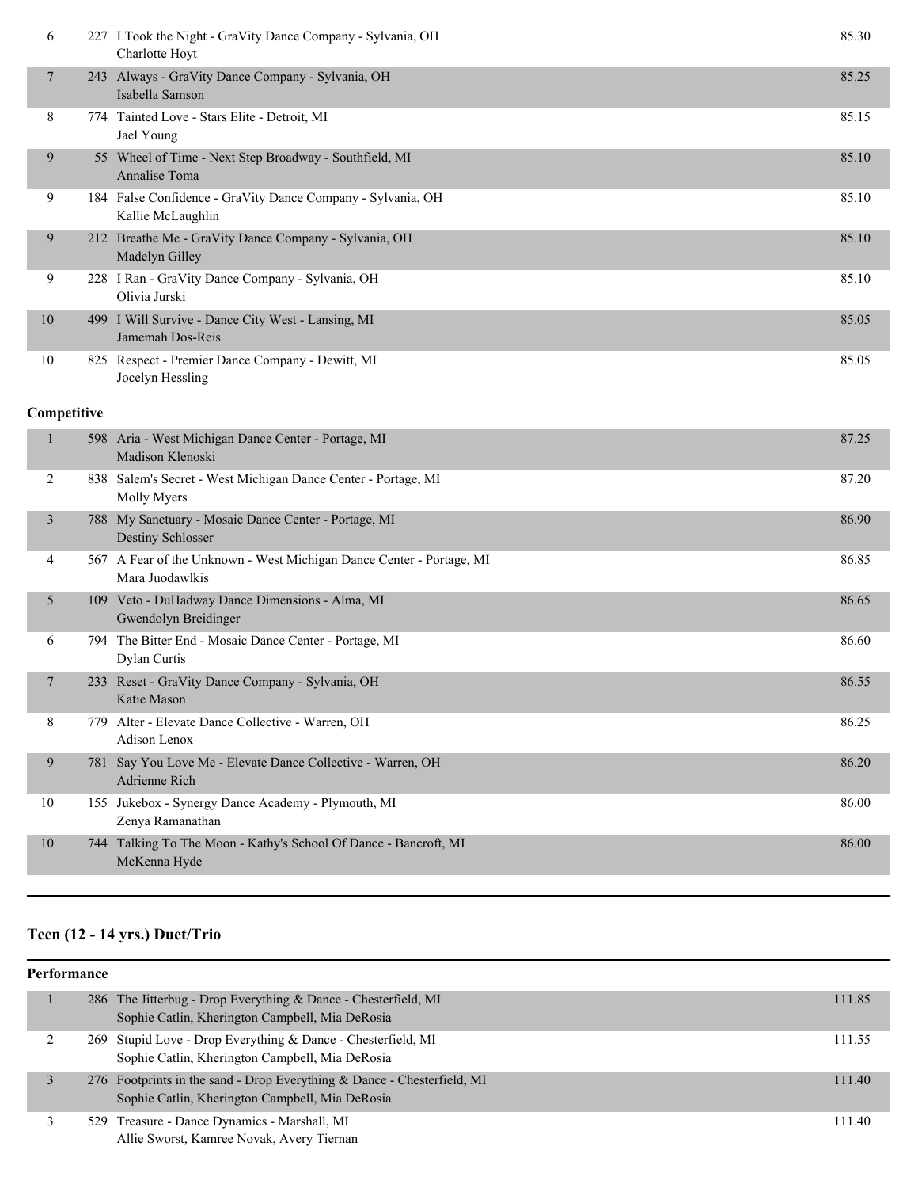| Place | No. | Entry | Score |
|---|---|---|---|
| 6 | 227 | I Took the Night - GraVity Dance Company - Sylvania, OH<br>Charlotte Hoyt | 85.30 |
| 7 | 243 | Always - GraVity Dance Company - Sylvania, OH<br>Isabella Samson | 85.25 |
| 8 | 774 | Tainted Love - Stars Elite - Detroit, MI<br>Jael Young | 85.15 |
| 9 | 55 | Wheel of Time - Next Step Broadway - Southfield, MI<br>Annalise Toma | 85.10 |
| 9 | 184 | False Confidence - GraVity Dance Company - Sylvania, OH<br>Kallie McLaughlin | 85.10 |
| 9 | 212 | Breathe Me - GraVity Dance Company - Sylvania, OH<br>Madelyn Gilley | 85.10 |
| 9 | 228 | I Ran - GraVity Dance Company - Sylvania, OH<br>Olivia Jurski | 85.10 |
| 10 | 499 | I Will Survive - Dance City West - Lansing, MI<br>Jamemah Dos-Reis | 85.05 |
| 10 | 825 | Respect - Premier Dance Company - Dewitt, MI<br>Jocelyn Hessling | 85.05 |

**Competitive**

| Place | No. | Entry | Score |
|---|---|---|---|
| 1 | 598 | Aria - West Michigan Dance Center - Portage, MI<br>Madison Klenoski | 87.25 |
| 2 | 838 | Salem's Secret - West Michigan Dance Center - Portage, MI<br>Molly Myers | 87.20 |
| 3 | 788 | My Sanctuary - Mosaic Dance Center - Portage, MI<br>Destiny Schlosser | 86.90 |
| 4 | 567 | A Fear of the Unknown - West Michigan Dance Center - Portage, MI<br>Mara Juodawlkis | 86.85 |
| 5 | 109 | Veto - DuHadway Dance Dimensions - Alma, MI<br>Gwendolyn Breidinger | 86.65 |
| 6 | 794 | The Bitter End - Mosaic Dance Center - Portage, MI<br>Dylan Curtis | 86.60 |
| 7 | 233 | Reset - GraVity Dance Company - Sylvania, OH<br>Katie Mason | 86.55 |
| 8 | 779 | Alter - Elevate Dance Collective - Warren, OH<br>Adison Lenox | 86.25 |
| 9 | 781 | Say You Love Me - Elevate Dance Collective - Warren, OH<br>Adrienne Rich | 86.20 |
| 10 | 155 | Jukebox - Synergy Dance Academy - Plymouth, MI<br>Zenya Ramanathan | 86.00 |
| 10 | 744 | Talking To The Moon - Kathy's School Of Dance - Bancroft, MI<br>McKenna Hyde | 86.00 |

## Teen (12 - 14 yrs.) Duet/Trio

**Performance**

| Place | No. | Entry | Score |
|---|---|---|---|
| 1 | 286 | The Jitterbug - Drop Everything & Dance - Chesterfield, MI<br>Sophie Catlin, Kherington Campbell, Mia DeRosia | 111.85 |
| 2 | 269 | Stupid Love - Drop Everything & Dance - Chesterfield, MI<br>Sophie Catlin, Kherington Campbell, Mia DeRosia | 111.55 |
| 3 | 276 | Footprints in the sand - Drop Everything & Dance - Chesterfield, MI<br>Sophie Catlin, Kherington Campbell, Mia DeRosia | 111.40 |
| 3 | 529 | Treasure - Dance Dynamics - Marshall, MI<br>Allie Sworst, Kamree Novak, Avery Tiernan | 111.40 |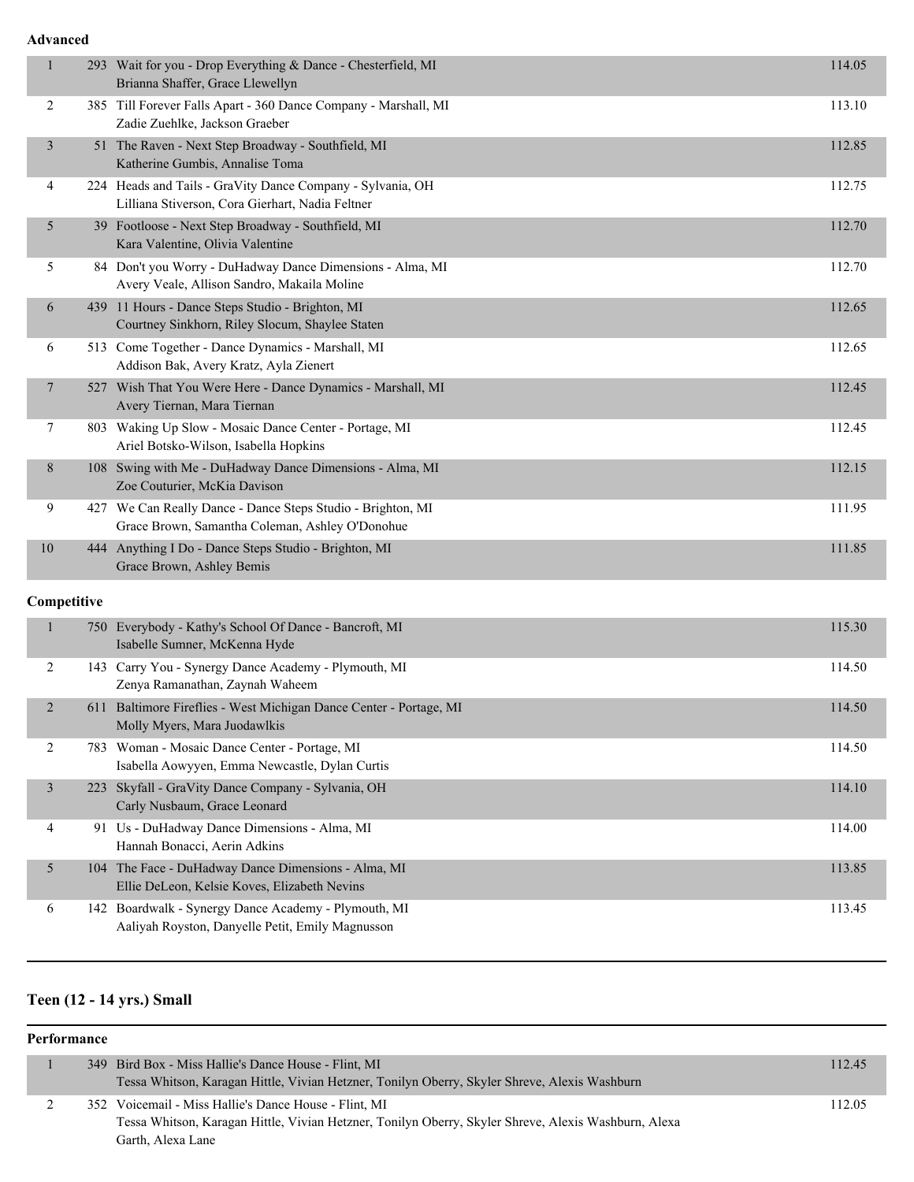**Advanced**

| Place | # | Routine / Dancers | Score |
|---|---|---|---|
| 1 | 293 | Wait for you - Drop Everything & Dance - Chesterfield, MI<br>Brianna Shaffer, Grace Llewellyn | 114.05 |
| 2 | 385 | Till Forever Falls Apart - 360 Dance Company - Marshall, MI<br>Zadie Zuehlke, Jackson Graeber | 113.10 |
| 3 | 51 | The Raven - Next Step Broadway - Southfield, MI<br>Katherine Gumbis, Annalise Toma | 112.85 |
| 4 | 224 | Heads and Tails - GraVity Dance Company - Sylvania, OH<br>Lilliana Stiverson, Cora Gierhart, Nadia Feltner | 112.75 |
| 5 | 39 | Footloose - Next Step Broadway - Southfield, MI<br>Kara Valentine, Olivia Valentine | 112.70 |
| 5 | 84 | Don't you Worry - DuHadway Dance Dimensions - Alma, MI<br>Avery Veale, Allison Sandro, Makaila Moline | 112.70 |
| 6 | 439 | 11 Hours - Dance Steps Studio - Brighton, MI<br>Courtney Sinkhorn, Riley Slocum, Shaylee Staten | 112.65 |
| 6 | 513 | Come Together - Dance Dynamics - Marshall, MI<br>Addison Bak, Avery Kratz, Ayla Zienert | 112.65 |
| 7 | 527 | Wish That You Were Here - Dance Dynamics - Marshall, MI<br>Avery Tiernan, Mara Tiernan | 112.45 |
| 7 | 803 | Waking Up Slow - Mosaic Dance Center - Portage, MI<br>Ariel Botsko-Wilson, Isabella Hopkins | 112.45 |
| 8 | 108 | Swing with Me - DuHadway Dance Dimensions - Alma, MI<br>Zoe Couturier, McKia Davison | 112.15 |
| 9 | 427 | We Can Really Dance - Dance Steps Studio - Brighton, MI<br>Grace Brown, Samantha Coleman, Ashley O'Donohue | 111.95 |
| 10 | 444 | Anything I Do - Dance Steps Studio - Brighton, MI<br>Grace Brown, Ashley Bemis | 111.85 |

**Competitive**

| Place | # | Routine / Dancers | Score |
|---|---|---|---|
| 1 | 750 | Everybody - Kathy's School Of Dance - Bancroft, MI<br>Isabelle Sumner, McKenna Hyde | 115.30 |
| 2 | 143 | Carry You - Synergy Dance Academy - Plymouth, MI<br>Zenya Ramanathan, Zaynah Waheem | 114.50 |
| 2 | 611 | Baltimore Fireflies - West Michigan Dance Center - Portage, MI<br>Molly Myers, Mara Juodawlkis | 114.50 |
| 2 | 783 | Woman - Mosaic Dance Center - Portage, MI<br>Isabella Aowyyen, Emma Newcastle, Dylan Curtis | 114.50 |
| 3 | 223 | Skyfall - GraVity Dance Company - Sylvania, OH<br>Carly Nusbaum, Grace Leonard | 114.10 |
| 4 | 91 | Us - DuHadway Dance Dimensions - Alma, MI<br>Hannah Bonacci, Aerin Adkins | 114.00 |
| 5 | 104 | The Face - DuHadway Dance Dimensions - Alma, MI<br>Ellie DeLeon, Kelsie Koves, Elizabeth Nevins | 113.85 |
| 6 | 142 | Boardwalk - Synergy Dance Academy - Plymouth, MI<br>Aaliyah Royston, Danyelle Petit, Emily Magnusson | 113.45 |

## Teen (12 - 14 yrs.) Small

**Performance**

| Place | # | Routine / Dancers | Score |
|---|---|---|---|
| 1 | 349 | Bird Box - Miss Hallie's Dance House - Flint, MI<br>Tessa Whitson, Karagan Hittle, Vivian Hetzner, Tonilyn Oberry, Skyler Shreve, Alexis Washburn | 112.45 |
| 2 | 352 | Voicemail - Miss Hallie's Dance House - Flint, MI<br>Tessa Whitson, Karagan Hittle, Vivian Hetzner, Tonilyn Oberry, Skyler Shreve, Alexis Washburn, Alexa Garth, Alexa Lane | 112.05 |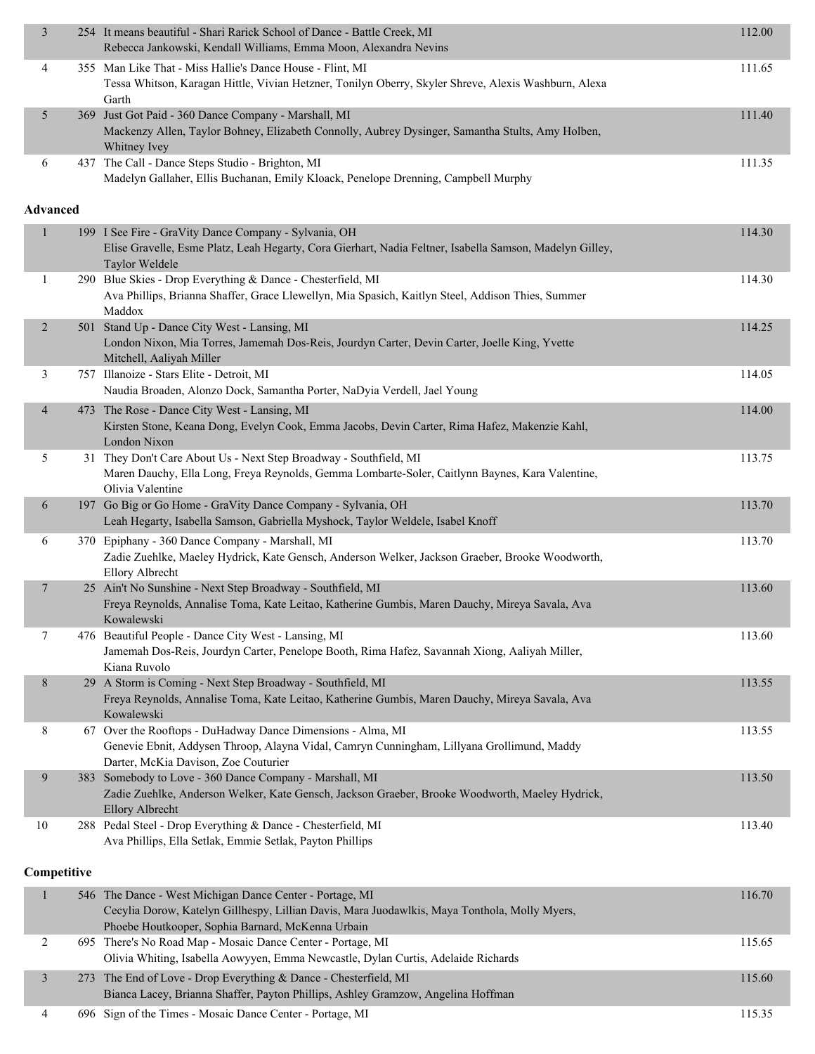| Place | No. | Routine / Studio / Dancers | Score |
|---|---|---|---|
| 3 | 254 | It means beautiful - Shari Rarick School of Dance - Battle Creek, MI<br>Rebecca Jankowski, Kendall Williams, Emma Moon, Alexandra Nevins | 112.00 |
| 4 | 355 | Man Like That - Miss Hallie's Dance House - Flint, MI<br>Tessa Whitson, Karagan Hittle, Vivian Hetzner, Tonilyn Oberry, Skyler Shreve, Alexis Washburn, Alexa Garth | 111.65 |
| 5 | 369 | Just Got Paid - 360 Dance Company - Marshall, MI<br>Mackenzy Allen, Taylor Bohney, Elizabeth Connolly, Aubrey Dysinger, Samantha Stults, Amy Holben, Whitney Ivey | 111.40 |
| 6 | 437 | The Call - Dance Steps Studio - Brighton, MI<br>Madelyn Gallaher, Ellis Buchanan, Emily Kloack, Penelope Drenning, Campbell Murphy | 111.35 |

**Advanced**

| Place | No. | Routine / Studio / Dancers | Score |
|---|---|---|---|
| 1 | 199 | I See Fire - GraVity Dance Company - Sylvania, OH<br>Elise Gravelle, Esme Platz, Leah Hegarty, Cora Gierhart, Nadia Feltner, Isabella Samson, Madelyn Gilley, Taylor Weldele | 114.30 |
| 1 | 290 | Blue Skies - Drop Everything & Dance - Chesterfield, MI<br>Ava Phillips, Brianna Shaffer, Grace Llewellyn, Mia Spasich, Kaitlyn Steel, Addison Thies, Summer Maddox | 114.30 |
| 2 | 501 | Stand Up - Dance City West - Lansing, MI<br>London Nixon, Mia Torres, Jamemah Dos-Reis, Jourdyn Carter, Devin Carter, Joelle King, Yvette Mitchell, Aaliyah Miller | 114.25 |
| 3 | 757 | Illanoize - Stars Elite - Detroit, MI<br>Naudia Broaden, Alonzo Dock, Samantha Porter, NaDyia Verdell, Jael Young | 114.05 |
| 4 | 473 | The Rose - Dance City West - Lansing, MI<br>Kirsten Stone, Keana Dong, Evelyn Cook, Emma Jacobs, Devin Carter, Rima Hafez, Makenzie Kahl, London Nixon | 114.00 |
| 5 | 31 | They Don't Care About Us - Next Step Broadway - Southfield, MI<br>Maren Dauchy, Ella Long, Freya Reynolds, Gemma Lombarte-Soler, Caitlynn Baynes, Kara Valentine, Olivia Valentine | 113.75 |
| 6 | 197 | Go Big or Go Home - GraVity Dance Company - Sylvania, OH<br>Leah Hegarty, Isabella Samson, Gabriella Myshock, Taylor Weldele, Isabel Knoff | 113.70 |
| 6 | 370 | Epiphany - 360 Dance Company - Marshall, MI<br>Zadie Zuehlke, Maeley Hydrick, Kate Gensch, Anderson Welker, Jackson Graeber, Brooke Woodworth, Ellory Albrecht | 113.70 |
| 7 | 25 | Ain't No Sunshine - Next Step Broadway - Southfield, MI<br>Freya Reynolds, Annalise Toma, Kate Leitao, Katherine Gumbis, Maren Dauchy, Mireya Savala, Ava Kowalewski | 113.60 |
| 7 | 476 | Beautiful People - Dance City West - Lansing, MI<br>Jamemah Dos-Reis, Jourdyn Carter, Penelope Booth, Rima Hafez, Savannah Xiong, Aaliyah Miller, Kiana Ruvolo | 113.60 |
| 8 | 29 | A Storm is Coming - Next Step Broadway - Southfield, MI<br>Freya Reynolds, Annalise Toma, Kate Leitao, Katherine Gumbis, Maren Dauchy, Mireya Savala, Ava Kowalewski | 113.55 |
| 8 | 67 | Over the Rooftops - DuHadway Dance Dimensions - Alma, MI<br>Genevie Ebnit, Addysen Throop, Alayna Vidal, Camryn Cunningham, Lillyana Grollimund, Maddy Darter, McKia Davison, Zoe Couturier | 113.55 |
| 9 | 383 | Somebody to Love - 360 Dance Company - Marshall, MI<br>Zadie Zuehlke, Anderson Welker, Kate Gensch, Jackson Graeber, Brooke Woodworth, Maeley Hydrick, Ellory Albrecht | 113.50 |
| 10 | 288 | Pedal Steel - Drop Everything & Dance - Chesterfield, MI<br>Ava Phillips, Ella Setlak, Emmie Setlak, Payton Phillips | 113.40 |

**Competitive**

| Place | No. | Routine / Studio / Dancers | Score |
|---|---|---|---|
| 1 | 546 | The Dance - West Michigan Dance Center - Portage, MI<br>Cecylia Dorow, Katelyn Gillhespy, Lillian Davis, Mara Juodawlkis, Maya Tonthola, Molly Myers, Phoebe Houtkooper, Sophia Barnard, McKenna Urbain | 116.70 |
| 2 | 695 | There's No Road Map - Mosaic Dance Center - Portage, MI<br>Olivia Whiting, Isabella Aowyyen, Emma Newcastle, Dylan Curtis, Adelaide Richards | 115.65 |
| 3 | 273 | The End of Love - Drop Everything & Dance - Chesterfield, MI<br>Bianca Lacey, Brianna Shaffer, Payton Phillips, Ashley Gramzow, Angelina Hoffman | 115.60 |
| 4 | 696 | Sign of the Times - Mosaic Dance Center - Portage, MI | 115.35 |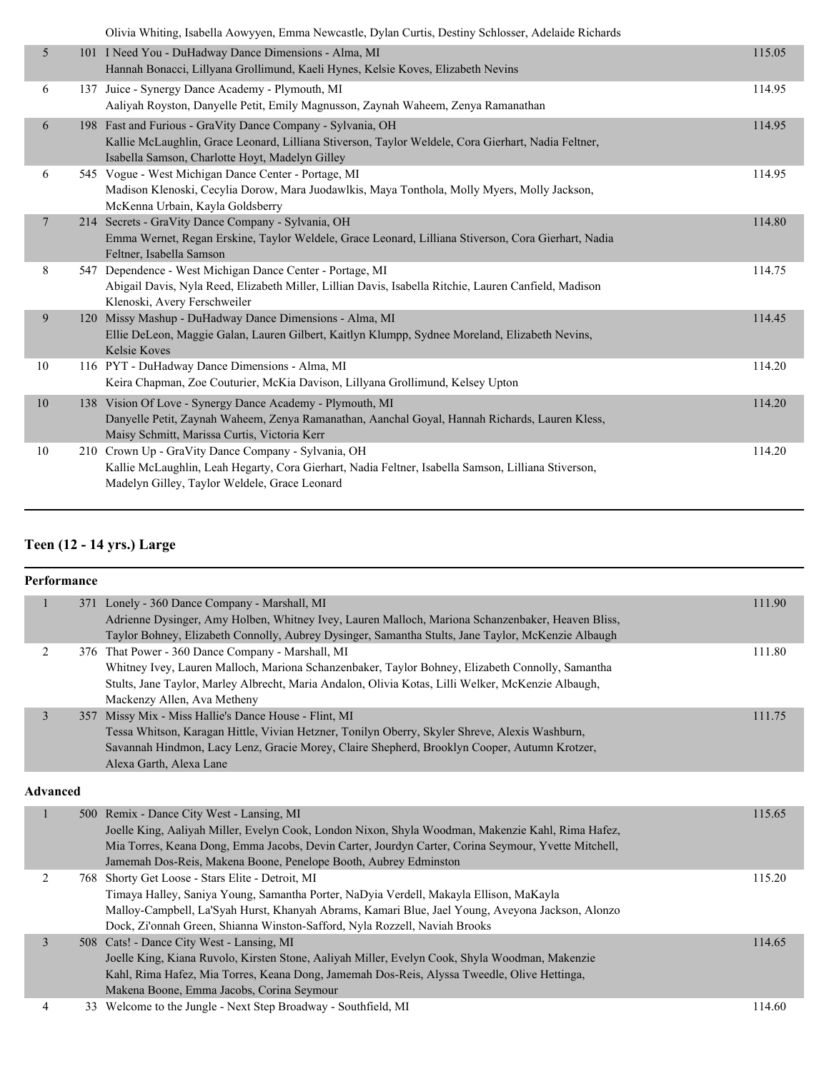| | | | |
|---|---|---|---|
| | | Olivia Whiting, Isabella Aowyyen, Emma Newcastle, Dylan Curtis, Destiny Schlosser, Adelaide Richards | |
| 5 | 101 | I Need You - DuHadway Dance Dimensions - Alma, MI<br>Hannah Bonacci, Lillyana Grollimund, Kaeli Hynes, Kelsie Koves, Elizabeth Nevins | 115.05 |
| 6 | 137 | Juice - Synergy Dance Academy - Plymouth, MI<br>Aaliyah Royston, Danyelle Petit, Emily Magnusson, Zaynah Waheem, Zenya Ramanathan | 114.95 |
| 6 | 198 | Fast and Furious - GraVity Dance Company - Sylvania, OH<br>Kallie McLaughlin, Grace Leonard, Lilliana Stiverson, Taylor Weldele, Cora Gierhart, Nadia Feltner, Isabella Samson, Charlotte Hoyt, Madelyn Gilley | 114.95 |
| 6 | 545 | Vogue - West Michigan Dance Center - Portage, MI<br>Madison Klenoski, Cecylia Dorow, Mara Juodawlkis, Maya Tonthola, Molly Myers, Molly Jackson, McKenna Urbain, Kayla Goldsberry | 114.95 |
| 7 | 214 | Secrets - GraVity Dance Company - Sylvania, OH<br>Emma Wernet, Regan Erskine, Taylor Weldele, Grace Leonard, Lilliana Stiverson, Cora Gierhart, Nadia Feltner, Isabella Samson | 114.80 |
| 8 | 547 | Dependence - West Michigan Dance Center - Portage, MI<br>Abigail Davis, Nyla Reed, Elizabeth Miller, Lillian Davis, Isabella Ritchie, Lauren Canfield, Madison Klenoski, Avery Ferschweiler | 114.75 |
| 9 | 120 | Missy Mashup - DuHadway Dance Dimensions - Alma, MI<br>Ellie DeLeon, Maggie Galan, Lauren Gilbert, Kaitlyn Klumpp, Sydnee Moreland, Elizabeth Nevins, Kelsie Koves | 114.45 |
| 10 | 116 | PYT - DuHadway Dance Dimensions - Alma, MI<br>Keira Chapman, Zoe Couturier, McKia Davison, Lillyana Grollimund, Kelsey Upton | 114.20 |
| 10 | 138 | Vision Of Love - Synergy Dance Academy - Plymouth, MI<br>Danyelle Petit, Zaynah Waheem, Zenya Ramanathan, Aanchal Goyal, Hannah Richards, Lauren Kless, Maisy Schmitt, Marissa Curtis, Victoria Kerr | 114.20 |
| 10 | 210 | Crown Up - GraVity Dance Company - Sylvania, OH<br>Kallie McLaughlin, Leah Hegarty, Cora Gierhart, Nadia Feltner, Isabella Samson, Lilliana Stiverson, Madelyn Gilley, Taylor Weldele, Grace Leonard | 114.20 |

## Teen (12 - 14 yrs.) Large

### Performance

| | | | |
|---|---|---|---|
| 1 | 371 | Lonely - 360 Dance Company - Marshall, MI<br>Adrienne Dysinger, Amy Holben, Whitney Ivey, Lauren Malloch, Mariona Schanzenbaker, Heaven Bliss, Taylor Bohney, Elizabeth Connolly, Aubrey Dysinger, Samantha Stults, Jane Taylor, McKenzie Albaugh | 111.90 |
| 2 | 376 | That Power - 360 Dance Company - Marshall, MI<br>Whitney Ivey, Lauren Malloch, Mariona Schanzenbaker, Taylor Bohney, Elizabeth Connolly, Samantha Stults, Jane Taylor, Marley Albrecht, Maria Andalon, Olivia Kotas, Lilli Welker, McKenzie Albaugh, Mackenzy Allen, Ava Metheny | 111.80 |
| 3 | 357 | Missy Mix - Miss Hallie's Dance House - Flint, MI<br>Tessa Whitson, Karagan Hittle, Vivian Hetzner, Tonilyn Oberry, Skyler Shreve, Alexis Washburn, Savannah Hindmon, Lacy Lenz, Gracie Morey, Claire Shepherd, Brooklyn Cooper, Autumn Krotzer, Alexa Garth, Alexa Lane | 111.75 |

### Advanced

| | | | |
|---|---|---|---|
| 1 | 500 | Remix - Dance City West - Lansing, MI<br>Joelle King, Aaliyah Miller, Evelyn Cook, London Nixon, Shyla Woodman, Makenzie Kahl, Rima Hafez, Mia Torres, Keana Dong, Emma Jacobs, Devin Carter, Jourdyn Carter, Corina Seymour, Yvette Mitchell, Jamemah Dos-Reis, Makena Boone, Penelope Booth, Aubrey Edminston | 115.65 |
| 2 | 768 | Shorty Get Loose - Stars Elite - Detroit, MI<br>Timaya Halley, Saniya Young, Samantha Porter, NaDyia Verdell, Makayla Ellison, MaKayla Malloy-Campbell, La'Syah Hurst, Khanyah Abrams, Kamari Blue, Jael Young, Aveyona Jackson, Alonzo Dock, Zi'onnah Green, Shianna Winston-Safford, Nyla Rozzell, Naviah Brooks | 115.20 |
| 3 | 508 | Cats! - Dance City West - Lansing, MI<br>Joelle King, Kiana Ruvolo, Kirsten Stone, Aaliyah Miller, Evelyn Cook, Shyla Woodman, Makenzie Kahl, Rima Hafez, Mia Torres, Keana Dong, Jamemah Dos-Reis, Alyssa Tweedle, Olive Hettinga, Makena Boone, Emma Jacobs, Corina Seymour | 114.65 |
| 4 | 33 | Welcome to the Jungle - Next Step Broadway - Southfield, MI | 114.60 |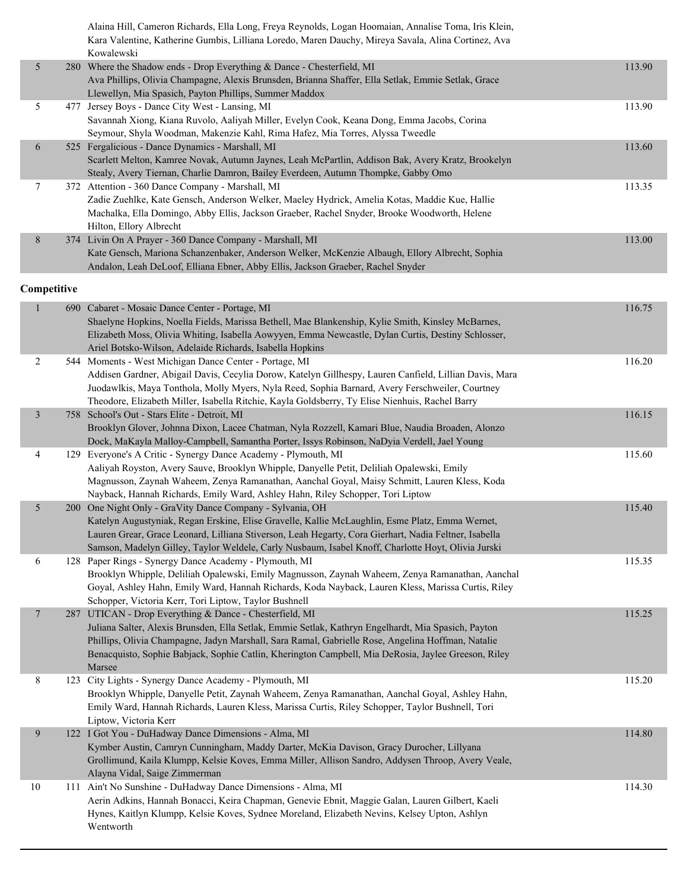| Place | No. | Entry | Score |
|---|---|---|---|
| | | Alaina Hill, Cameron Richards, Ella Long, Freya Reynolds, Logan Hoomaian, Annalise Toma, Iris Klein, Kara Valentine, Katherine Gumbis, Lilliana Loredo, Maren Dauchy, Mireya Savala, Alina Cortinez, Ava Kowalewski | |
| 5 | 280 | Where the Shadow ends - Drop Everything & Dance - Chesterfield, MI<br>Ava Phillips, Olivia Champagne, Alexis Brunsden, Brianna Shaffer, Ella Setlak, Emmie Setlak, Grace Llewellyn, Mia Spasich, Payton Phillips, Summer Maddox | 113.90 |
| 5 | 477 | Jersey Boys - Dance City West - Lansing, MI<br>Savannah Xiong, Kiana Ruvolo, Aaliyah Miller, Evelyn Cook, Keana Dong, Emma Jacobs, Corina Seymour, Shyla Woodman, Makenzie Kahl, Rima Hafez, Mia Torres, Alyssa Tweedle | 113.90 |
| 6 | 525 | Fergalicious - Dance Dynamics - Marshall, MI<br>Scarlett Melton, Kamree Novak, Autumn Jaynes, Leah McPartlin, Addison Bak, Avery Kratz, Brookelyn Stealy, Avery Tiernan, Charlie Damron, Bailey Everdeen, Autumn Thompke, Gabby Omo | 113.60 |
| 7 | 372 | Attention - 360 Dance Company - Marshall, MI<br>Zadie Zuehlke, Kate Gensch, Anderson Welker, Maeley Hydrick, Amelia Kotas, Maddie Kue, Hallie Machalka, Ella Domingo, Abby Ellis, Jackson Graeber, Rachel Snyder, Brooke Woodworth, Helene Hilton, Ellory Albrecht | 113.35 |
| 8 | 374 | Livin On A Prayer - 360 Dance Company - Marshall, MI<br>Kate Gensch, Mariona Schanzenbaker, Anderson Welker, McKenzie Albaugh, Ellory Albrecht, Sophia Andalon, Leah DeLoof, Elliana Ebner, Abby Ellis, Jackson Graeber, Rachel Snyder | 113.00 |

## Competitive

| Place | No. | Entry | Score |
|---|---|---|---|
| 1 | 690 | Cabaret - Mosaic Dance Center - Portage, MI<br>Shaelyne Hopkins, Noella Fields, Marissa Bethell, Mae Blankenship, Kylie Smith, Kinsley McBarnes, Elizabeth Moss, Olivia Whiting, Isabella Aowyyen, Emma Newcastle, Dylan Curtis, Destiny Schlosser, Ariel Botsko-Wilson, Adelaide Richards, Isabella Hopkins | 116.75 |
| 2 | 544 | Moments - West Michigan Dance Center - Portage, MI<br>Addisen Gardner, Abigail Davis, Cecylia Dorow, Katelyn Gillhespy, Lauren Canfield, Lillian Davis, Mara Juodawlkis, Maya Tonthola, Molly Myers, Nyla Reed, Sophia Barnard, Avery Ferschweiler, Courtney Theodore, Elizabeth Miller, Isabella Ritchie, Kayla Goldsberry, Ty Elise Nienhuis, Rachel Barry | 116.20 |
| 3 | 758 | School's Out - Stars Elite - Detroit, MI<br>Brooklyn Glover, Johnna Dixon, Lacee Chatman, Nyla Rozzell, Kamari Blue, Naudia Broaden, Alonzo Dock, MaKayla Malloy-Campbell, Samantha Porter, Issys Robinson, NaDyia Verdell, Jael Young | 116.15 |
| 4 | 129 | Everyone's A Critic - Synergy Dance Academy - Plymouth, MI<br>Aaliyah Royston, Avery Sauve, Brooklyn Whipple, Danyelle Petit, Deliliah Opalewski, Emily Magnusson, Zaynah Waheem, Zenya Ramanathan, Aanchal Goyal, Maisy Schmitt, Lauren Kless, Koda Nayback, Hannah Richards, Emily Ward, Ashley Hahn, Riley Schopper, Tori Liptow | 115.60 |
| 5 | 200 | One Night Only - GraVity Dance Company - Sylvania, OH<br>Katelyn Augustyniak, Regan Erskine, Elise Gravelle, Kallie McLaughlin, Esme Platz, Emma Wernet, Lauren Grear, Grace Leonard, Lilliana Stiverson, Leah Hegarty, Cora Gierhart, Nadia Feltner, Isabella Samson, Madelyn Gilley, Taylor Weldele, Carly Nusbaum, Isabel Knoff, Charlotte Hoyt, Olivia Jurski | 115.40 |
| 6 | 128 | Paper Rings - Synergy Dance Academy - Plymouth, MI<br>Brooklyn Whipple, Deliliah Opalewski, Emily Magnusson, Zaynah Waheem, Zenya Ramanathan, Aanchal Goyal, Ashley Hahn, Emily Ward, Hannah Richards, Koda Nayback, Lauren Kless, Marissa Curtis, Riley Schopper, Victoria Kerr, Tori Liptow, Taylor Bushnell | 115.35 |
| 7 | 287 | UTICAN - Drop Everything & Dance - Chesterfield, MI<br>Juliana Salter, Alexis Brunsden, Ella Setlak, Emmie Setlak, Kathryn Engelhardt, Mia Spasich, Payton Phillips, Olivia Champagne, Jadyn Marshall, Sara Ramal, Gabrielle Rose, Angelina Hoffman, Natalie Benacquisto, Sophie Babjack, Sophie Catlin, Kherington Campbell, Mia DeRosia, Jaylee Greeson, Riley Marsee | 115.25 |
| 8 | 123 | City Lights - Synergy Dance Academy - Plymouth, MI<br>Brooklyn Whipple, Danyelle Petit, Zaynah Waheem, Zenya Ramanathan, Aanchal Goyal, Ashley Hahn, Emily Ward, Hannah Richards, Lauren Kless, Marissa Curtis, Riley Schopper, Taylor Bushnell, Tori Liptow, Victoria Kerr | 115.20 |
| 9 | 122 | I Got You - DuHadway Dance Dimensions - Alma, MI<br>Kymber Austin, Camryn Cunningham, Maddy Darter, McKia Davison, Gracy Durocher, Lillyana Grollimund, Kaila Klumpp, Kelsie Koves, Emma Miller, Allison Sandro, Addysen Throop, Avery Veale, Alayna Vidal, Saige Zimmerman | 114.80 |
| 10 | 111 | Ain't No Sunshine - DuHadway Dance Dimensions - Alma, MI<br>Aerin Adkins, Hannah Bonacci, Keira Chapman, Genevie Ebnit, Maggie Galan, Lauren Gilbert, Kaeli Hynes, Kaitlyn Klumpp, Kelsie Koves, Sydnee Moreland, Elizabeth Nevins, Kelsey Upton, Ashlyn Wentworth | 114.30 |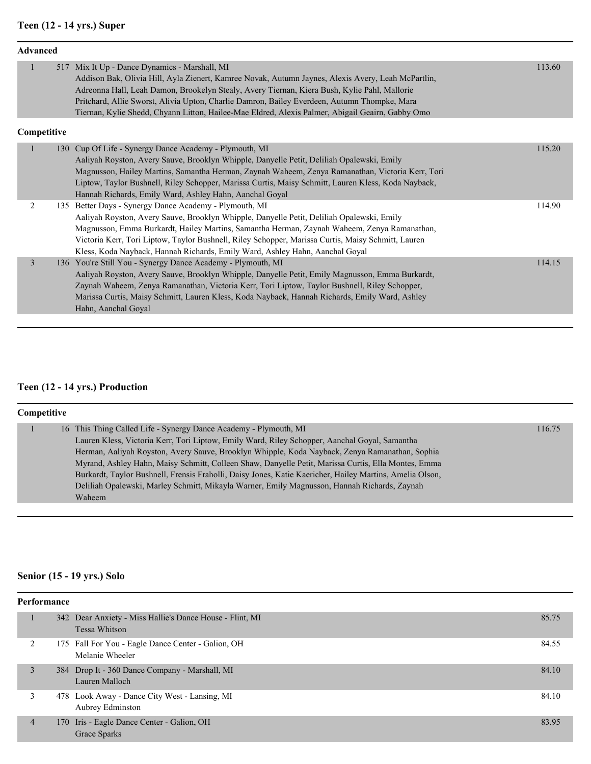## Teen (12 - 14 yrs.) Super

### Advanced

| Place | # | Entry | Score |
|---|---|---|---|
| 1 | 517 | Mix It Up - Dance Dynamics - Marshall, MI<br>Addison Bak, Olivia Hill, Ayla Zienert, Kamree Novak, Autumn Jaynes, Alexis Avery, Leah McPartlin, Adreonna Hall, Leah Damon, Brookelyn Stealy, Avery Tiernan, Kiera Bush, Kylie Pahl, Mallorie Pritchard, Allie Sworst, Alivia Upton, Charlie Damron, Bailey Everdeen, Autumn Thompke, Mara Tiernan, Kylie Shedd, Chyann Litton, Hailee-Mae Eldred, Alexis Palmer, Abigail Geairn, Gabby Omo | 113.60 |

### Competitive

| Place | # | Entry | Score |
|---|---|---|---|
| 1 | 130 | Cup Of Life - Synergy Dance Academy - Plymouth, MI<br>Aaliyah Royston, Avery Sauve, Brooklyn Whipple, Danyelle Petit, Deliliah Opalewski, Emily Magnusson, Hailey Martins, Samantha Herman, Zaynah Waheem, Zenya Ramanathan, Victoria Kerr, Tori Liptow, Taylor Bushnell, Riley Schopper, Marissa Curtis, Maisy Schmitt, Lauren Kless, Koda Nayback, Hannah Richards, Emily Ward, Ashley Hahn, Aanchal Goyal | 115.20 |
| 2 | 135 | Better Days - Synergy Dance Academy - Plymouth, MI<br>Aaliyah Royston, Avery Sauve, Brooklyn Whipple, Danyelle Petit, Deliliah Opalewski, Emily Magnusson, Emma Burkardt, Hailey Martins, Samantha Herman, Zaynah Waheem, Zenya Ramanathan, Victoria Kerr, Tori Liptow, Taylor Bushnell, Riley Schopper, Marissa Curtis, Maisy Schmitt, Lauren Kless, Koda Nayback, Hannah Richards, Emily Ward, Ashley Hahn, Aanchal Goyal | 114.90 |
| 3 | 136 | You're Still You - Synergy Dance Academy - Plymouth, MI<br>Aaliyah Royston, Avery Sauve, Brooklyn Whipple, Danyelle Petit, Emily Magnusson, Emma Burkardt, Zaynah Waheem, Zenya Ramanathan, Victoria Kerr, Tori Liptow, Taylor Bushnell, Riley Schopper, Marissa Curtis, Maisy Schmitt, Lauren Kless, Koda Nayback, Hannah Richards, Emily Ward, Ashley Hahn, Aanchal Goyal | 114.15 |

## Teen (12 - 14 yrs.) Production

### Competitive

| Place | # | Entry | Score |
|---|---|---|---|
| 1 | 16 | This Thing Called Life - Synergy Dance Academy - Plymouth, MI<br>Lauren Kless, Victoria Kerr, Tori Liptow, Emily Ward, Riley Schopper, Aanchal Goyal, Samantha Herman, Aaliyah Royston, Avery Sauve, Brooklyn Whipple, Koda Nayback, Zenya Ramanathan, Sophia Myrand, Ashley Hahn, Maisy Schmitt, Colleen Shaw, Danyelle Petit, Marissa Curtis, Ella Montes, Emma Burkardt, Taylor Bushnell, Frensis Fraholli, Daisy Jones, Katie Kaericher, Hailey Martins, Amelia Olson, Deliliah Opalewski, Marley Schmitt, Mikayla Warner, Emily Magnusson, Hannah Richards, Zaynah Waheem | 116.75 |

## Senior (15 - 19 yrs.) Solo

### Performance

| Place | # | Entry | Score |
|---|---|---|---|
| 1 | 342 | Dear Anxiety - Miss Hallie's Dance House - Flint, MI<br>Tessa Whitson | 85.75 |
| 2 | 175 | Fall For You - Eagle Dance Center - Galion, OH<br>Melanie Wheeler | 84.55 |
| 3 | 384 | Drop It - 360 Dance Company - Marshall, MI<br>Lauren Malloch | 84.10 |
| 3 | 478 | Look Away - Dance City West - Lansing, MI<br>Aubrey Edminston | 84.10 |
| 4 | 170 | Iris - Eagle Dance Center - Galion, OH<br>Grace Sparks | 83.95 |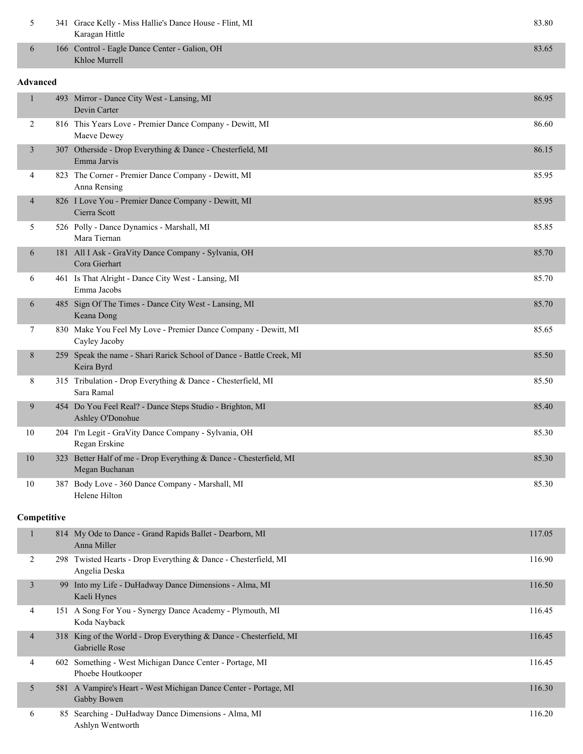| | | | |
|---|---|---|---|
| 5 | 341 | Grace Kelly - Miss Hallie's Dance House - Flint, MI<br>Karagan Hittle | 83.80 |
| 6 | 166 | Control - Eagle Dance Center - Galion, OH<br>Khloe Murrell | 83.65 |

**Advanced**

| | | | |
|---|---|---|---|
| 1 | 493 | Mirror - Dance City West - Lansing, MI<br>Devin Carter | 86.95 |
| 2 | 816 | This Years Love - Premier Dance Company - Dewitt, MI<br>Maeve Dewey | 86.60 |
| 3 | 307 | Otherside - Drop Everything & Dance - Chesterfield, MI<br>Emma Jarvis | 86.15 |
| 4 | 823 | The Corner - Premier Dance Company - Dewitt, MI<br>Anna Rensing | 85.95 |
| 4 | 826 | I Love You - Premier Dance Company - Dewitt, MI<br>Cierra Scott | 85.95 |
| 5 | 526 | Polly - Dance Dynamics - Marshall, MI<br>Mara Tiernan | 85.85 |
| 6 | 181 | All I Ask - GraVity Dance Company - Sylvania, OH<br>Cora Gierhart | 85.70 |
| 6 | 461 | Is That Alright - Dance City West - Lansing, MI<br>Emma Jacobs | 85.70 |
| 6 | 485 | Sign Of The Times - Dance City West - Lansing, MI<br>Keana Dong | 85.70 |
| 7 | 830 | Make You Feel My Love - Premier Dance Company - Dewitt, MI<br>Cayley Jacoby | 85.65 |
| 8 | 259 | Speak the name - Shari Rarick School of Dance - Battle Creek, MI<br>Keira Byrd | 85.50 |
| 8 | 315 | Tribulation - Drop Everything & Dance - Chesterfield, MI<br>Sara Ramal | 85.50 |
| 9 | 454 | Do You Feel Real? - Dance Steps Studio - Brighton, MI<br>Ashley O'Donohue | 85.40 |
| 10 | 204 | I'm Legit - GraVity Dance Company - Sylvania, OH<br>Regan Erskine | 85.30 |
| 10 | 323 | Better Half of me - Drop Everything & Dance - Chesterfield, MI<br>Megan Buchanan | 85.30 |
| 10 | 387 | Body Love - 360 Dance Company - Marshall, MI<br>Helene Hilton | 85.30 |

**Competitive**

| | | | |
|---|---|---|---|
| 1 | 814 | My Ode to Dance - Grand Rapids Ballet - Dearborn, MI<br>Anna Miller | 117.05 |
| 2 | 298 | Twisted Hearts - Drop Everything & Dance - Chesterfield, MI<br>Angelia Deska | 116.90 |
| 3 | 99 | Into my Life - DuHadway Dance Dimensions - Alma, MI<br>Kaeli Hynes | 116.50 |
| 4 | 151 | A Song For You - Synergy Dance Academy - Plymouth, MI<br>Koda Nayback | 116.45 |
| 4 | 318 | King of the World - Drop Everything & Dance - Chesterfield, MI<br>Gabrielle Rose | 116.45 |
| 4 | 602 | Something - West Michigan Dance Center - Portage, MI<br>Phoebe Houtkooper | 116.45 |
| 5 | 581 | A Vampire's Heart - West Michigan Dance Center - Portage, MI<br>Gabby Bowen | 116.30 |
| 6 | 85 | Searching - DuHadway Dance Dimensions - Alma, MI<br>Ashlyn Wentworth | 116.20 |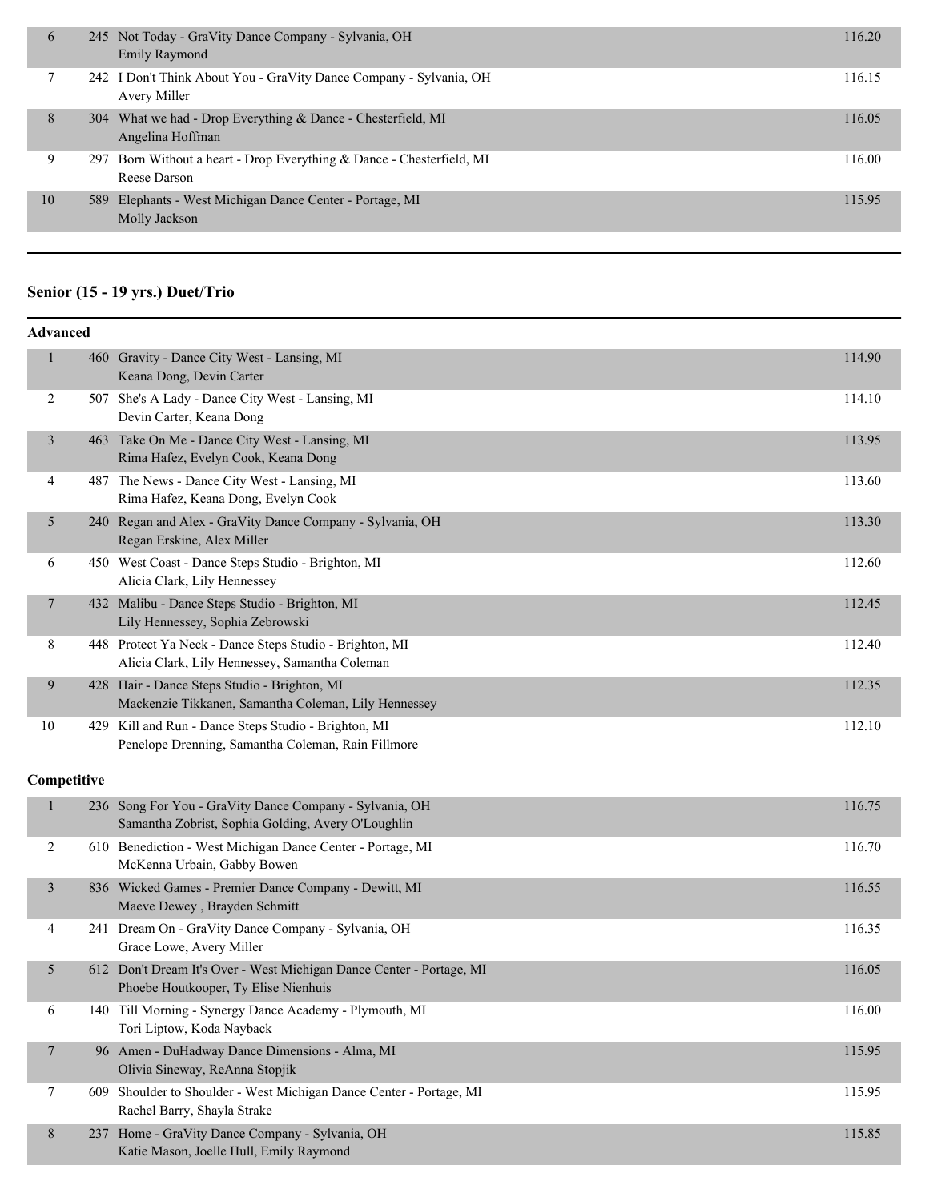| | | | |
|---|---|---|---|
| 6 | 245 | Not Today - GraVity Dance Company - Sylvania, OH<br>Emily Raymond | 116.20 |
| 7 | 242 | I Don't Think About You - GraVity Dance Company - Sylvania, OH<br>Avery Miller | 116.15 |
| 8 | 304 | What we had - Drop Everything & Dance - Chesterfield, MI<br>Angelina Hoffman | 116.05 |
| 9 | 297 | Born Without a heart - Drop Everything & Dance - Chesterfield, MI<br>Reese Darson | 116.00 |
| 10 | 589 | Elephants - West Michigan Dance Center - Portage, MI<br>Molly Jackson | 115.95 |

## Senior (15 - 19 yrs.) Duet/Trio

### Advanced

| | | | |
|---|---|---|---|
| 1 | 460 | Gravity - Dance City West - Lansing, MI<br>Keana Dong, Devin Carter | 114.90 |
| 2 | 507 | She's A Lady - Dance City West - Lansing, MI<br>Devin Carter, Keana Dong | 114.10 |
| 3 | 463 | Take On Me - Dance City West - Lansing, MI<br>Rima Hafez, Evelyn Cook, Keana Dong | 113.95 |
| 4 | 487 | The News - Dance City West - Lansing, MI<br>Rima Hafez, Keana Dong, Evelyn Cook | 113.60 |
| 5 | 240 | Regan and Alex - GraVity Dance Company - Sylvania, OH<br>Regan Erskine, Alex Miller | 113.30 |
| 6 | 450 | West Coast - Dance Steps Studio - Brighton, MI<br>Alicia Clark, Lily Hennessey | 112.60 |
| 7 | 432 | Malibu - Dance Steps Studio - Brighton, MI<br>Lily Hennessey, Sophia Zebrowski | 112.45 |
| 8 | 448 | Protect Ya Neck - Dance Steps Studio - Brighton, MI<br>Alicia Clark, Lily Hennessey, Samantha Coleman | 112.40 |
| 9 | 428 | Hair - Dance Steps Studio - Brighton, MI<br>Mackenzie Tikkanen, Samantha Coleman, Lily Hennessey | 112.35 |
| 10 | 429 | Kill and Run - Dance Steps Studio - Brighton, MI<br>Penelope Drenning, Samantha Coleman, Rain Fillmore | 112.10 |

### Competitive

| | | | |
|---|---|---|---|
| 1 | 236 | Song For You - GraVity Dance Company - Sylvania, OH<br>Samantha Zobrist, Sophia Golding, Avery O'Loughlin | 116.75 |
| 2 | 610 | Benediction - West Michigan Dance Center - Portage, MI<br>McKenna Urbain, Gabby Bowen | 116.70 |
| 3 | 836 | Wicked Games - Premier Dance Company - Dewitt, MI<br>Maeve Dewey , Brayden Schmitt | 116.55 |
| 4 | 241 | Dream On - GraVity Dance Company - Sylvania, OH<br>Grace Lowe, Avery Miller | 116.35 |
| 5 | 612 | Don't Dream It's Over - West Michigan Dance Center - Portage, MI<br>Phoebe Houtkooper, Ty Elise Nienhuis | 116.05 |
| 6 | 140 | Till Morning - Synergy Dance Academy - Plymouth, MI<br>Tori Liptow, Koda Nayback | 116.00 |
| 7 | 96 | Amen - DuHadway Dance Dimensions - Alma, MI<br>Olivia Sineway, ReAnna Stopjik | 115.95 |
| 7 | 609 | Shoulder to Shoulder - West Michigan Dance Center - Portage, MI<br>Rachel Barry, Shayla Strake | 115.95 |
| 8 | 237 | Home - GraVity Dance Company - Sylvania, OH<br>Katie Mason, Joelle Hull, Emily Raymond | 115.85 |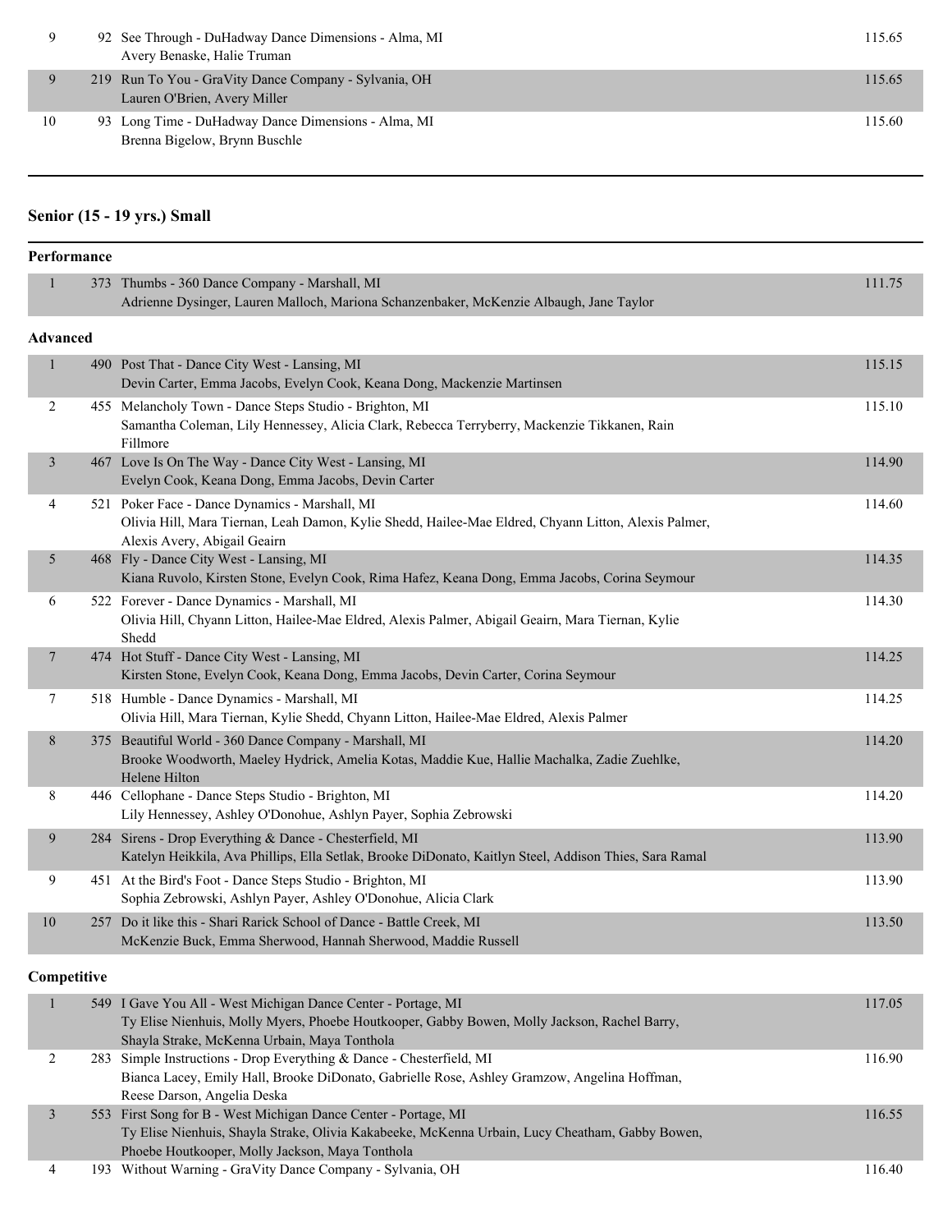| Place | # | Routine - Studio - Location / Dancers | Score |
|---|---|---|---|
| 9 | 92 | See Through - DuHadway Dance Dimensions - Alma, MI<br>Avery Benaske, Halie Truman | 115.65 |
| 9 | 219 | Run To You - GraVity Dance Company - Sylvania, OH<br>Lauren O'Brien, Avery Miller | 115.65 |
| 10 | 93 | Long Time - DuHadway Dance Dimensions - Alma, MI<br>Brenna Bigelow, Brynn Buschle | 115.60 |

## Senior (15 - 19 yrs.) Small

### Performance

| Place | # | Routine - Studio - Location / Dancers | Score |
|---|---|---|---|
| 1 | 373 | Thumbs - 360 Dance Company - Marshall, MI<br>Adrienne Dysinger, Lauren Malloch, Mariona Schanzenbaker, McKenzie Albaugh, Jane Taylor | 111.75 |

### Advanced

| Place | # | Routine - Studio - Location / Dancers | Score |
|---|---|---|---|
| 1 | 490 | Post That - Dance City West - Lansing, MI<br>Devin Carter, Emma Jacobs, Evelyn Cook, Keana Dong, Mackenzie Martinsen | 115.15 |
| 2 | 455 | Melancholy Town - Dance Steps Studio - Brighton, MI<br>Samantha Coleman, Lily Hennessey, Alicia Clark, Rebecca Terryberry, Mackenzie Tikkanen, Rain Fillmore | 115.10 |
| 3 | 467 | Love Is On The Way - Dance City West - Lansing, MI<br>Evelyn Cook, Keana Dong, Emma Jacobs, Devin Carter | 114.90 |
| 4 | 521 | Poker Face - Dance Dynamics - Marshall, MI<br>Olivia Hill, Mara Tiernan, Leah Damon, Kylie Shedd, Hailee-Mae Eldred, Chyann Litton, Alexis Palmer, Alexis Avery, Abigail Geairn | 114.60 |
| 5 | 468 | Fly - Dance City West - Lansing, MI<br>Kiana Ruvolo, Kirsten Stone, Evelyn Cook, Rima Hafez, Keana Dong, Emma Jacobs, Corina Seymour | 114.35 |
| 6 | 522 | Forever - Dance Dynamics - Marshall, MI<br>Olivia Hill, Chyann Litton, Hailee-Mae Eldred, Alexis Palmer, Abigail Geairn, Mara Tiernan, Kylie Shedd | 114.30 |
| 7 | 474 | Hot Stuff - Dance City West - Lansing, MI<br>Kirsten Stone, Evelyn Cook, Keana Dong, Emma Jacobs, Devin Carter, Corina Seymour | 114.25 |
| 7 | 518 | Humble - Dance Dynamics - Marshall, MI<br>Olivia Hill, Mara Tiernan, Kylie Shedd, Chyann Litton, Hailee-Mae Eldred, Alexis Palmer | 114.25 |
| 8 | 375 | Beautiful World - 360 Dance Company - Marshall, MI<br>Brooke Woodworth, Maeley Hydrick, Amelia Kotas, Maddie Kue, Hallie Machalka, Zadie Zuehlke, Helene Hilton | 114.20 |
| 8 | 446 | Cellophane - Dance Steps Studio - Brighton, MI<br>Lily Hennessey, Ashley O'Donohue, Ashlyn Payer, Sophia Zebrowski | 114.20 |
| 9 | 284 | Sirens - Drop Everything & Dance - Chesterfield, MI<br>Katelyn Heikkila, Ava Phillips, Ella Setlak, Brooke DiDonato, Kaitlyn Steel, Addison Thies, Sara Ramal | 113.90 |
| 9 | 451 | At the Bird's Foot - Dance Steps Studio - Brighton, MI<br>Sophia Zebrowski, Ashlyn Payer, Ashley O'Donohue, Alicia Clark | 113.90 |
| 10 | 257 | Do it like this - Shari Rarick School of Dance - Battle Creek, MI<br>McKenzie Buck, Emma Sherwood, Hannah Sherwood, Maddie Russell | 113.50 |

### Competitive

| Place | # | Routine - Studio - Location / Dancers | Score |
|---|---|---|---|
| 1 | 549 | I Gave You All - West Michigan Dance Center - Portage, MI<br>Ty Elise Nienhuis, Molly Myers, Phoebe Houtkooper, Gabby Bowen, Molly Jackson, Rachel Barry, Shayla Strake, McKenna Urbain, Maya Tonthola | 117.05 |
| 2 | 283 | Simple Instructions - Drop Everything & Dance - Chesterfield, MI<br>Bianca Lacey, Emily Hall, Brooke DiDonato, Gabrielle Rose, Ashley Gramzow, Angelina Hoffman, Reese Darson, Angelia Deska | 116.90 |
| 3 | 553 | First Song for B - West Michigan Dance Center - Portage, MI<br>Ty Elise Nienhuis, Shayla Strake, Olivia Kakabeeke, McKenna Urbain, Lucy Cheatham, Gabby Bowen, Phoebe Houtkooper, Molly Jackson, Maya Tonthola | 116.55 |
| 4 | 193 | Without Warning - GraVity Dance Company - Sylvania, OH | 116.40 |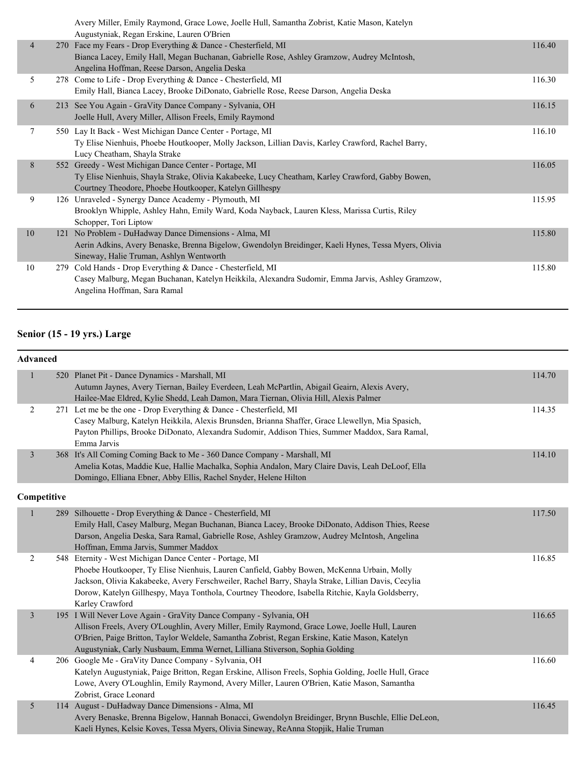| | | | |
|---|---|---|---|
| | | Avery Miller, Emily Raymond, Grace Lowe, Joelle Hull, Samantha Zobrist, Katie Mason, Katelyn Augustyniak, Regan Erskine, Lauren O'Brien | |
| 4 | 270 | Face my Fears - Drop Everything & Dance - Chesterfield, MI<br>Bianca Lacey, Emily Hall, Megan Buchanan, Gabrielle Rose, Ashley Gramzow, Audrey McIntosh, Angelina Hoffman, Reese Darson, Angelia Deska | 116.40 |
| 5 | 278 | Come to Life - Drop Everything & Dance - Chesterfield, MI<br>Emily Hall, Bianca Lacey, Brooke DiDonato, Gabrielle Rose, Reese Darson, Angelia Deska | 116.30 |
| 6 | 213 | See You Again - GraVity Dance Company - Sylvania, OH<br>Joelle Hull, Avery Miller, Allison Freels, Emily Raymond | 116.15 |
| 7 | 550 | Lay It Back - West Michigan Dance Center - Portage, MI<br>Ty Elise Nienhuis, Phoebe Houtkooper, Molly Jackson, Lillian Davis, Karley Crawford, Rachel Barry, Lucy Cheatham, Shayla Strake | 116.10 |
| 8 | 552 | Greedy - West Michigan Dance Center - Portage, MI<br>Ty Elise Nienhuis, Shayla Strake, Olivia Kakabeeke, Lucy Cheatham, Karley Crawford, Gabby Bowen, Courtney Theodore, Phoebe Houtkooper, Katelyn Gillhespy | 116.05 |
| 9 | 126 | Unraveled - Synergy Dance Academy - Plymouth, MI<br>Brooklyn Whipple, Ashley Hahn, Emily Ward, Koda Nayback, Lauren Kless, Marissa Curtis, Riley Schopper, Tori Liptow | 115.95 |
| 10 | 121 | No Problem - DuHadway Dance Dimensions - Alma, MI<br>Aerin Adkins, Avery Benaske, Brenna Bigelow, Gwendolyn Breidinger, Kaeli Hynes, Tessa Myers, Olivia Sineway, Halie Truman, Ashlyn Wentworth | 115.80 |
| 10 | 279 | Cold Hands - Drop Everything & Dance - Chesterfield, MI<br>Casey Malburg, Megan Buchanan, Katelyn Heikkila, Alexandra Sudomir, Emma Jarvis, Ashley Gramzow, Angelina Hoffman, Sara Ramal | 115.80 |

## Senior (15 - 19 yrs.) Large

### Advanced

| | | | |
|---|---|---|---|
| 1 | 520 | Planet Pit - Dance Dynamics - Marshall, MI<br>Autumn Jaynes, Avery Tiernan, Bailey Everdeen, Leah McPartlin, Abigail Geairn, Alexis Avery, Hailee-Mae Eldred, Kylie Shedd, Leah Damon, Mara Tiernan, Olivia Hill, Alexis Palmer | 114.70 |
| 2 | 271 | Let me be the one - Drop Everything & Dance - Chesterfield, MI<br>Casey Malburg, Katelyn Heikkila, Alexis Brunsden, Brianna Shaffer, Grace Llewellyn, Mia Spasich, Payton Phillips, Brooke DiDonato, Alexandra Sudomir, Addison Thies, Summer Maddox, Sara Ramal, Emma Jarvis | 114.35 |
| 3 | 368 | It's All Coming Coming Back to Me - 360 Dance Company - Marshall, MI<br>Amelia Kotas, Maddie Kue, Hallie Machalka, Sophia Andalon, Mary Claire Davis, Leah DeLoof, Ella Domingo, Elliana Ebner, Abby Ellis, Rachel Snyder, Helene Hilton | 114.10 |

### Competitive

| | | | |
|---|---|---|---|
| 1 | 289 | Silhouette - Drop Everything & Dance - Chesterfield, MI<br>Emily Hall, Casey Malburg, Megan Buchanan, Bianca Lacey, Brooke DiDonato, Addison Thies, Reese Darson, Angelia Deska, Sara Ramal, Gabrielle Rose, Ashley Gramzow, Audrey McIntosh, Angelina Hoffman, Emma Jarvis, Summer Maddox | 117.50 |
| 2 | 548 | Eternity - West Michigan Dance Center - Portage, MI<br>Phoebe Houtkooper, Ty Elise Nienhuis, Lauren Canfield, Gabby Bowen, McKenna Urbain, Molly Jackson, Olivia Kakabeeke, Avery Ferschweiler, Rachel Barry, Shayla Strake, Lillian Davis, Cecylia Dorow, Katelyn Gillhespy, Maya Tonthola, Courtney Theodore, Isabella Ritchie, Kayla Goldsberry, Karley Crawford | 116.85 |
| 3 | 195 | I Will Never Love Again - GraVity Dance Company - Sylvania, OH<br>Allison Freels, Avery O'Loughlin, Avery Miller, Emily Raymond, Grace Lowe, Joelle Hull, Lauren O'Brien, Paige Britton, Taylor Weldele, Samantha Zobrist, Regan Erskine, Katie Mason, Katelyn Augustyniak, Carly Nusbaum, Emma Wernet, Lilliana Stiverson, Sophia Golding | 116.65 |
| 4 | 206 | Google Me - GraVity Dance Company - Sylvania, OH<br>Katelyn Augustyniak, Paige Britton, Regan Erskine, Allison Freels, Sophia Golding, Joelle Hull, Grace Lowe, Avery O'Loughlin, Emily Raymond, Avery Miller, Lauren O'Brien, Katie Mason, Samantha Zobrist, Grace Leonard | 116.60 |
| 5 | 114 | August - DuHadway Dance Dimensions - Alma, MI<br>Avery Benaske, Brenna Bigelow, Hannah Bonacci, Gwendolyn Breidinger, Brynn Buschle, Ellie DeLeon, Kaeli Hynes, Kelsie Koves, Tessa Myers, Olivia Sineway, ReAnna Stopjik, Halie Truman | 116.45 |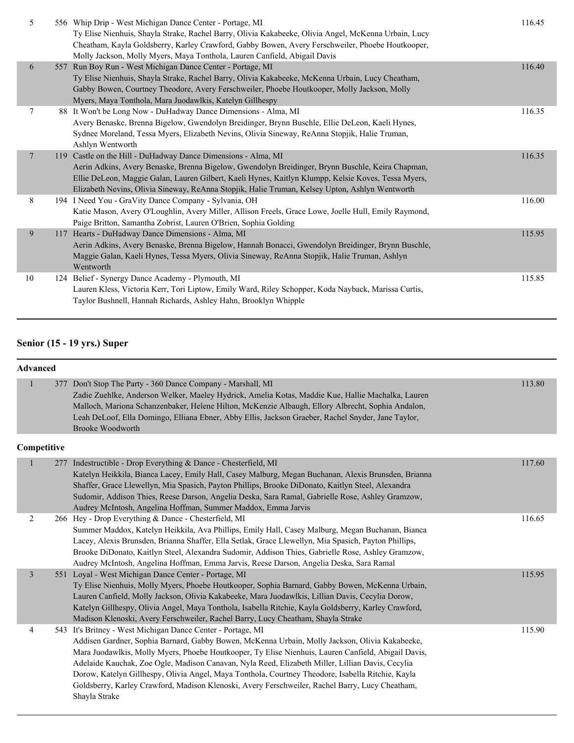| | | | |
|---|---|---|---|
| 5 | 556 | Whip Drip - West Michigan Dance Center - Portage, MI<br>Ty Elise Nienhuis, Shayla Strake, Rachel Barry, Olivia Kakabeeke, Olivia Angel, McKenna Urbain, Lucy Cheatham, Kayla Goldsberry, Karley Crawford, Gabby Bowen, Avery Ferschweiler, Phoebe Houtkooper, Molly Jackson, Molly Myers, Maya Tonthola, Lauren Canfield, Abigail Davis | 116.45 |
| 6 | 557 | Run Boy Run - West Michigan Dance Center - Portage, MI<br>Ty Elise Nienhuis, Shayla Strake, Rachel Barry, Olivia Kakabeeke, McKenna Urbain, Lucy Cheatham, Gabby Bowen, Courtney Theodore, Avery Ferschweiler, Phoebe Houtkooper, Molly Jackson, Molly Myers, Maya Tonthola, Mara Juodawlkis, Katelyn Gillhespy | 116.40 |
| 7 | 88 | It Won't be Long Now - DuHadway Dance Dimensions - Alma, MI<br>Avery Benaske, Brenna Bigelow, Gwendolyn Breidinger, Brynn Buschle, Ellie DeLeon, Kaeli Hynes, Sydnee Moreland, Tessa Myers, Elizabeth Nevins, Olivia Sineway, ReAnna Stopjik, Halie Truman, Ashlyn Wentworth | 116.35 |
| 7 | 119 | Castle on the Hill - DuHadway Dance Dimensions - Alma, MI<br>Aerin Adkins, Avery Benaske, Brenna Bigelow, Gwendolyn Breidinger, Brynn Buschle, Keira Chapman, Ellie DeLeon, Maggie Galan, Lauren Gilbert, Kaeli Hynes, Kaitlyn Klumpp, Kelsie Koves, Tessa Myers, Elizabeth Nevins, Olivia Sineway, ReAnna Stopjik, Halie Truman, Kelsey Upton, Ashlyn Wentworth | 116.35 |
| 8 | 194 | I Need You - GraVity Dance Company - Sylvania, OH<br>Katie Mason, Avery O'Loughlin, Avery Miller, Allison Freels, Grace Lowe, Joelle Hull, Emily Raymond, Paige Britton, Samantha Zobrist, Lauren O'Brien, Sophia Golding | 116.00 |
| 9 | 117 | Hearts - DuHadway Dance Dimensions - Alma, MI<br>Aerin Adkins, Avery Benaske, Brenna Bigelow, Hannah Bonacci, Gwendolyn Breidinger, Brynn Buschle, Maggie Galan, Kaeli Hynes, Tessa Myers, Olivia Sineway, ReAnna Stopjik, Halie Truman, Ashlyn Wentworth | 115.95 |
| 10 | 124 | Belief - Synergy Dance Academy - Plymouth, MI<br>Lauren Kless, Victoria Kerr, Tori Liptow, Emily Ward, Riley Schopper, Koda Nayback, Marissa Curtis, Taylor Bushnell, Hannah Richards, Ashley Hahn, Brooklyn Whipple | 115.85 |

## Senior (15 - 19 yrs.) Super

### Advanced

| | | | |
|---|---|---|---|
| 1 | 377 | Don't Stop The Party - 360 Dance Company - Marshall, MI<br>Zadie Zuehlke, Anderson Welker, Maeley Hydrick, Amelia Kotas, Maddie Kue, Hallie Machalka, Lauren Malloch, Mariona Schanzenbaker, Helene Hilton, McKenzie Albaugh, Ellory Albrecht, Sophia Andalon, Leah DeLoof, Ella Domingo, Elliana Ebner, Abby Ellis, Jackson Graeber, Rachel Snyder, Jane Taylor, Brooke Woodworth | 113.80 |

### Competitive

| | | | |
|---|---|---|---|
| 1 | 277 | Indestructible - Drop Everything & Dance - Chesterfield, MI<br>Katelyn Heikkila, Bianca Lacey, Emily Hall, Casey Malburg, Megan Buchanan, Alexis Brunsden, Brianna Shaffer, Grace Llewellyn, Mia Spasich, Payton Phillips, Brooke DiDonato, Kaitlyn Steel, Alexandra Sudomir, Addison Thies, Reese Darson, Angelia Deska, Sara Ramal, Gabrielle Rose, Ashley Gramzow, Audrey McIntosh, Angelina Hoffman, Summer Maddox, Emma Jarvis | 117.60 |
| 2 | 266 | Hey - Drop Everything & Dance - Chesterfield, MI<br>Summer Maddox, Katelyn Heikkila, Ava Phillips, Emily Hall, Casey Malburg, Megan Buchanan, Bianca Lacey, Alexis Brunsden, Brianna Shaffer, Ella Setlak, Grace Llewellyn, Mia Spasich, Payton Phillips, Brooke DiDonato, Kaitlyn Steel, Alexandra Sudomir, Addison Thies, Gabrielle Rose, Ashley Gramzow, Audrey McIntosh, Angelina Hoffman, Emma Jarvis, Reese Darson, Angelia Deska, Sara Ramal | 116.65 |
| 3 | 551 | Loyal - West Michigan Dance Center - Portage, MI<br>Ty Elise Nienhuis, Molly Myers, Phoebe Houtkooper, Sophia Barnard, Gabby Bowen, McKenna Urbain, Lauren Canfield, Molly Jackson, Olivia Kakabeeke, Mara Juodawlkis, Lillian Davis, Cecylia Dorow, Katelyn Gillhespy, Olivia Angel, Maya Tonthola, Isabella Ritchie, Kayla Goldsberry, Karley Crawford, Madison Klenoski, Avery Ferschweiler, Rachel Barry, Lucy Cheatham, Shayla Strake | 115.95 |
| 4 | 543 | It's Britney - West Michigan Dance Center - Portage, MI<br>Addisen Gardner, Sophia Barnard, Gabby Bowen, McKenna Urbain, Molly Jackson, Olivia Kakabeeke, Mara Juodawlkis, Molly Myers, Phoebe Houtkooper, Ty Elise Nienhuis, Lauren Canfield, Abigail Davis, Adelaide Kauchak, Zoe Ogle, Madison Canavan, Nyla Reed, Elizabeth Miller, Lillian Davis, Cecylia Dorow, Katelyn Gillhespy, Olivia Angel, Maya Tonthola, Courtney Theodore, Isabella Ritchie, Kayla Goldsberry, Karley Crawford, Madison Klenoski, Avery Ferschweiler, Rachel Barry, Lucy Cheatham, Shayla Strake | 115.90 |